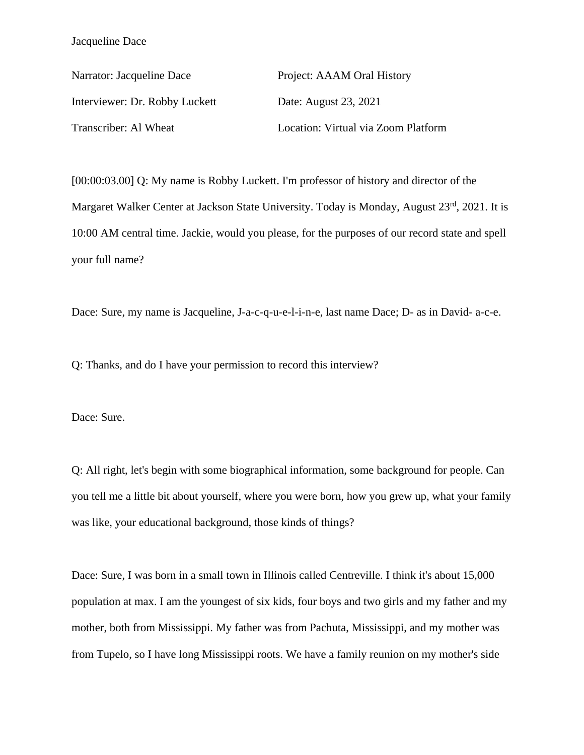Jacqueline Dace

| | |
|---|---|
| Narrator: Jacqueline Dace | Project: AAAM Oral History |
| Interviewer: Dr. Robby Luckett | Date: August 23, 2021 |
| Transcriber: Al Wheat | Location: Virtual via Zoom Platform |

[00:00:03.00] Q: My name is Robby Luckett. I'm professor of history and director of the Margaret Walker Center at Jackson State University. Today is Monday, August 23rd, 2021. It is 10:00 AM central time. Jackie, would you please, for the purposes of our record state and spell your full name?

Dace: Sure, my name is Jacqueline, J-a-c-q-u-e-l-i-n-e, last name Dace; D- as in David- a-c-e.

Q: Thanks, and do I have your permission to record this interview?

Dace: Sure.

Q: All right, let's begin with some biographical information, some background for people. Can you tell me a little bit about yourself, where you were born, how you grew up, what your family was like, your educational background, those kinds of things?

Dace: Sure, I was born in a small town in Illinois called Centreville. I think it's about 15,000 population at max. I am the youngest of six kids, four boys and two girls and my father and my mother, both from Mississippi. My father was from Pachuta, Mississippi, and my mother was from Tupelo, so I have long Mississippi roots. We have a family reunion on my mother's side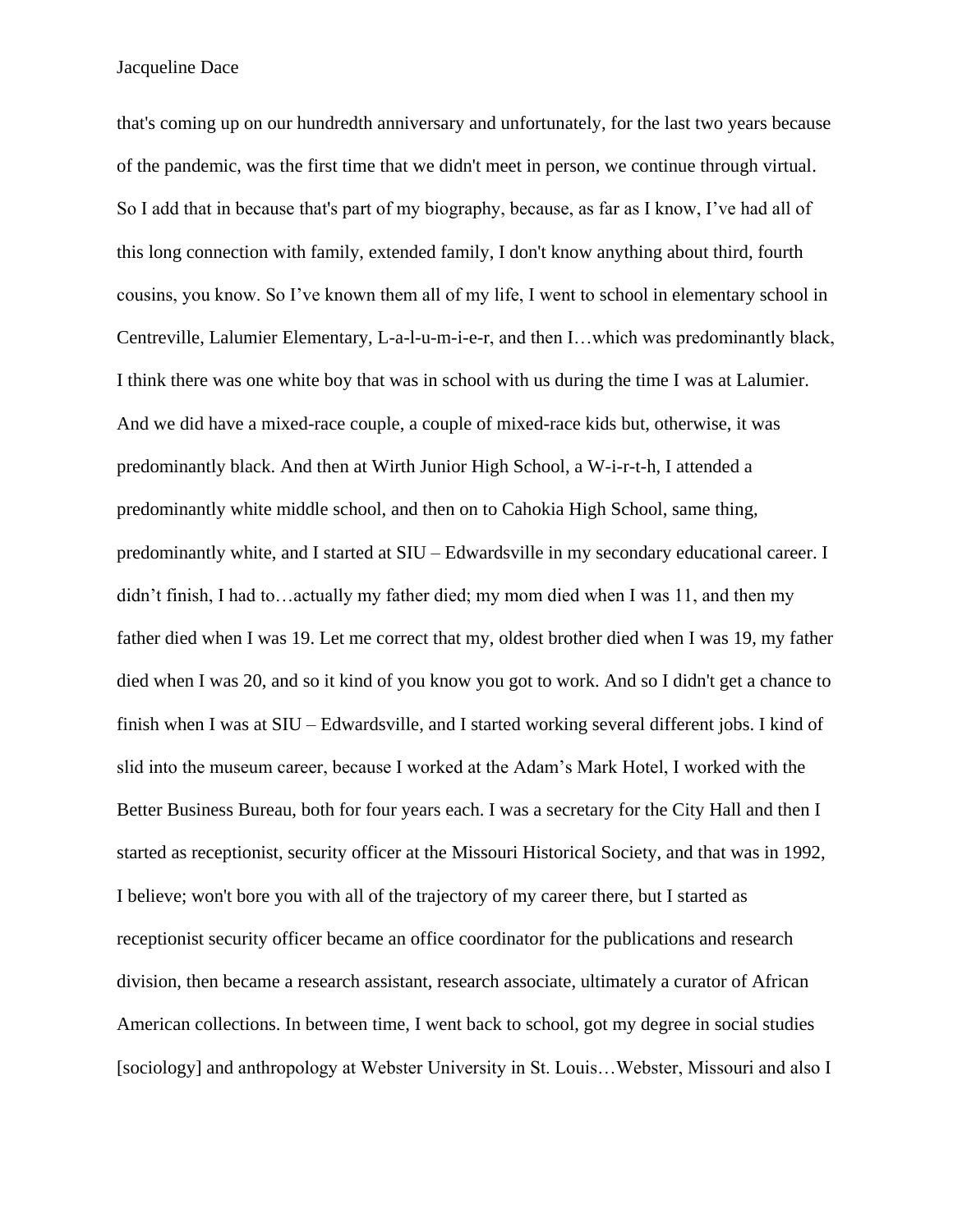that's coming up on our hundredth anniversary and unfortunately, for the last two years because of the pandemic, was the first time that we didn't meet in person, we continue through virtual. So I add that in because that's part of my biography, because, as far as I know, I've had all of this long connection with family, extended family, I don't know anything about third, fourth cousins, you know. So I've known them all of my life, I went to school in elementary school in Centreville, Lalumier Elementary, L-a-l-u-m-i-e-r, and then I…which was predominantly black, I think there was one white boy that was in school with us during the time I was at Lalumier. And we did have a mixed-race couple, a couple of mixed-race kids but, otherwise, it was predominantly black. And then at Wirth Junior High School, a W-i-r-t-h, I attended a predominantly white middle school, and then on to Cahokia High School, same thing, predominantly white, and I started at SIU – Edwardsville in my secondary educational career. I didn't finish, I had to…actually my father died; my mom died when I was 11, and then my father died when I was 19. Let me correct that my, oldest brother died when I was 19, my father died when I was 20, and so it kind of you know you got to work. And so I didn't get a chance to finish when I was at SIU – Edwardsville, and I started working several different jobs. I kind of slid into the museum career, because I worked at the Adam's Mark Hotel, I worked with the Better Business Bureau, both for four years each. I was a secretary for the City Hall and then I started as receptionist, security officer at the Missouri Historical Society, and that was in 1992, I believe; won't bore you with all of the trajectory of my career there, but I started as receptionist security officer became an office coordinator for the publications and research division, then became a research assistant, research associate, ultimately a curator of African American collections. In between time, I went back to school, got my degree in social studies [sociology] and anthropology at Webster University in St. Louis…Webster, Missouri and also I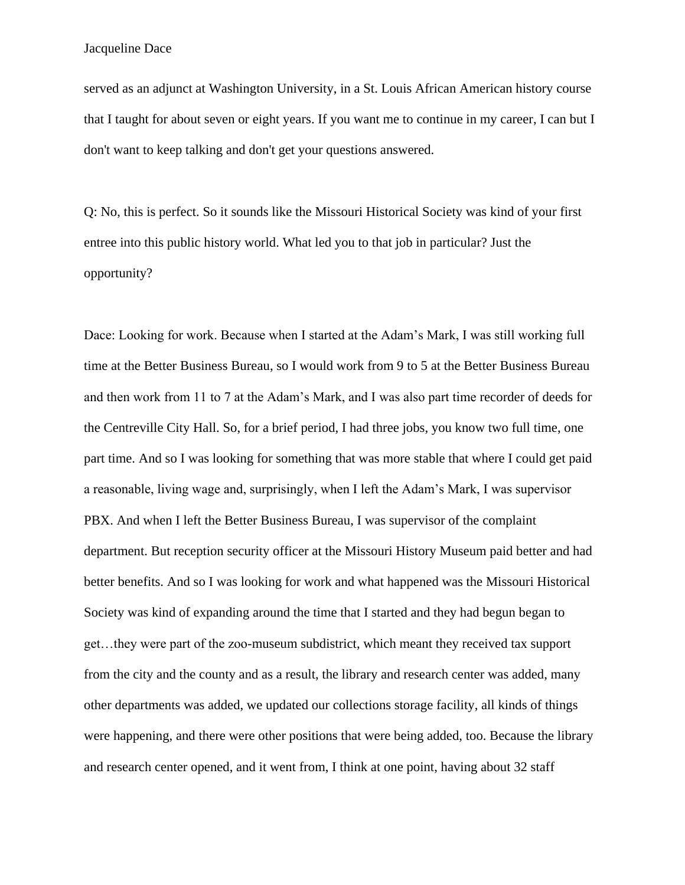served as an adjunct at Washington University, in a St. Louis African American history course that I taught for about seven or eight years. If you want me to continue in my career, I can but I don't want to keep talking and don't get your questions answered.

Q: No, this is perfect. So it sounds like the Missouri Historical Society was kind of your first entree into this public history world. What led you to that job in particular? Just the opportunity?

Dace: Looking for work. Because when I started at the Adam's Mark, I was still working full time at the Better Business Bureau, so I would work from 9 to 5 at the Better Business Bureau and then work from 11 to 7 at the Adam's Mark, and I was also part time recorder of deeds for the Centreville City Hall. So, for a brief period, I had three jobs, you know two full time, one part time. And so I was looking for something that was more stable that where I could get paid a reasonable, living wage and, surprisingly, when I left the Adam's Mark, I was supervisor PBX. And when I left the Better Business Bureau, I was supervisor of the complaint department. But reception security officer at the Missouri History Museum paid better and had better benefits. And so I was looking for work and what happened was the Missouri Historical Society was kind of expanding around the time that I started and they had begun began to get…they were part of the zoo-museum subdistrict, which meant they received tax support from the city and the county and as a result, the library and research center was added, many other departments was added, we updated our collections storage facility, all kinds of things were happening, and there were other positions that were being added, too. Because the library and research center opened, and it went from, I think at one point, having about 32 staff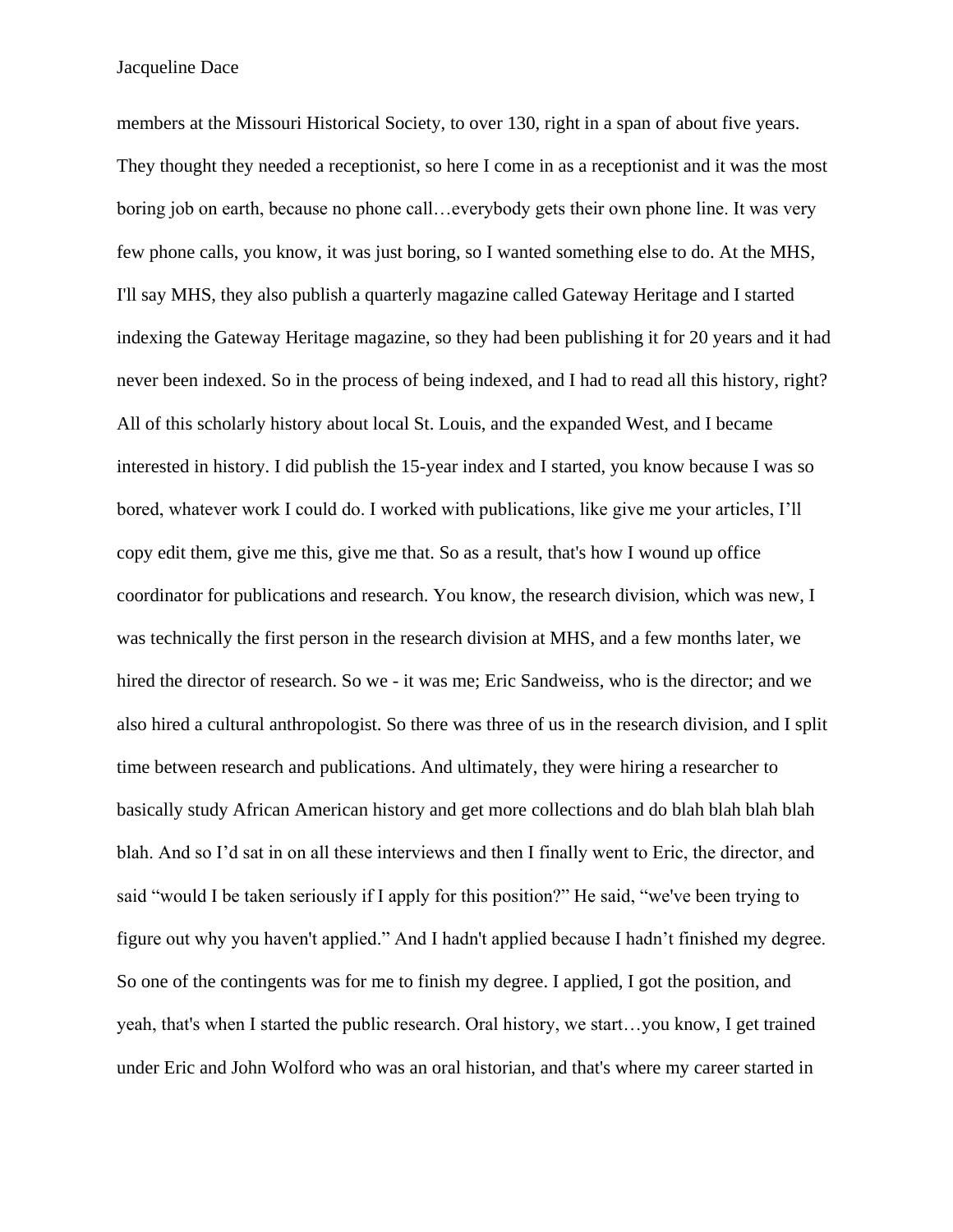members at the Missouri Historical Society, to over 130, right in a span of about five years. They thought they needed a receptionist, so here I come in as a receptionist and it was the most boring job on earth, because no phone call…everybody gets their own phone line. It was very few phone calls, you know, it was just boring, so I wanted something else to do. At the MHS, I'll say MHS, they also publish a quarterly magazine called Gateway Heritage and I started indexing the Gateway Heritage magazine, so they had been publishing it for 20 years and it had never been indexed. So in the process of being indexed, and I had to read all this history, right? All of this scholarly history about local St. Louis, and the expanded West, and I became interested in history. I did publish the 15-year index and I started, you know because I was so bored, whatever work I could do. I worked with publications, like give me your articles, I'll copy edit them, give me this, give me that. So as a result, that's how I wound up office coordinator for publications and research. You know, the research division, which was new, I was technically the first person in the research division at MHS, and a few months later, we hired the director of research. So we - it was me; Eric Sandweiss, who is the director; and we also hired a cultural anthropologist. So there was three of us in the research division, and I split time between research and publications. And ultimately, they were hiring a researcher to basically study African American history and get more collections and do blah blah blah blah blah. And so I'd sat in on all these interviews and then I finally went to Eric, the director, and said "would I be taken seriously if I apply for this position?" He said, "we've been trying to figure out why you haven't applied." And I hadn't applied because I hadn't finished my degree. So one of the contingents was for me to finish my degree. I applied, I got the position, and yeah, that's when I started the public research. Oral history, we start…you know, I get trained under Eric and John Wolford who was an oral historian, and that's where my career started in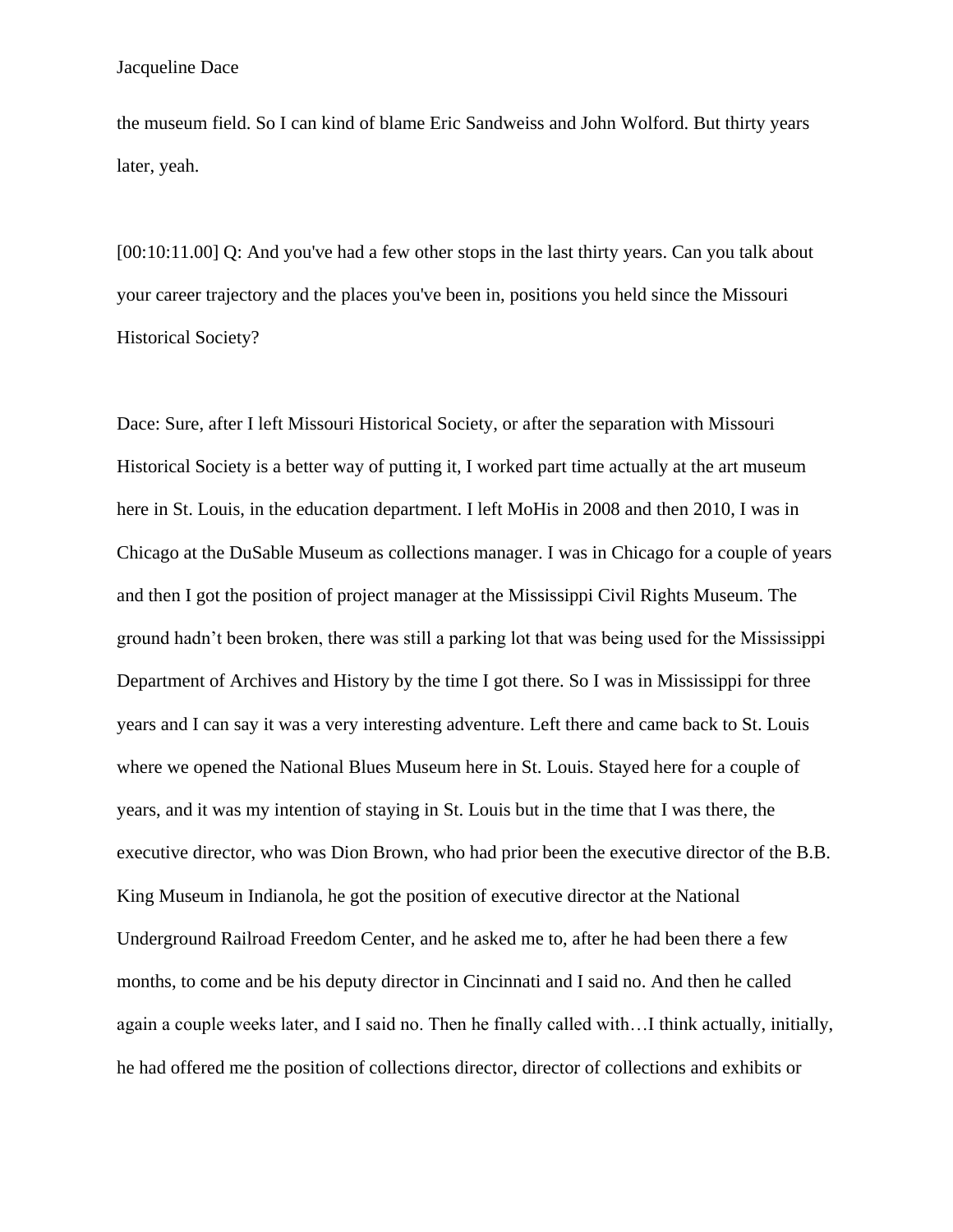the museum field. So I can kind of blame Eric Sandweiss and John Wolford. But thirty years later, yeah.

[00:10:11.00] Q: And you've had a few other stops in the last thirty years. Can you talk about your career trajectory and the places you've been in, positions you held since the Missouri Historical Society?

Dace: Sure, after I left Missouri Historical Society, or after the separation with Missouri Historical Society is a better way of putting it, I worked part time actually at the art museum here in St. Louis, in the education department. I left MoHis in 2008 and then 2010, I was in Chicago at the DuSable Museum as collections manager. I was in Chicago for a couple of years and then I got the position of project manager at the Mississippi Civil Rights Museum. The ground hadn't been broken, there was still a parking lot that was being used for the Mississippi Department of Archives and History by the time I got there. So I was in Mississippi for three years and I can say it was a very interesting adventure. Left there and came back to St. Louis where we opened the National Blues Museum here in St. Louis. Stayed here for a couple of years, and it was my intention of staying in St. Louis but in the time that I was there, the executive director, who was Dion Brown, who had prior been the executive director of the B.B. King Museum in Indianola, he got the position of executive director at the National Underground Railroad Freedom Center, and he asked me to, after he had been there a few months, to come and be his deputy director in Cincinnati and I said no. And then he called again a couple weeks later, and I said no. Then he finally called with…I think actually, initially, he had offered me the position of collections director, director of collections and exhibits or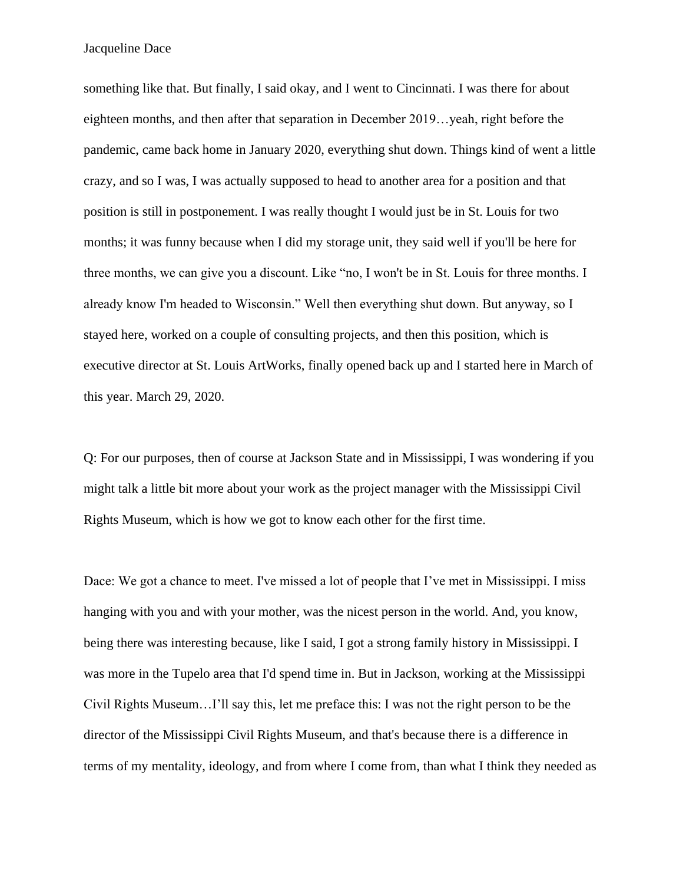something like that. But finally, I said okay, and I went to Cincinnati. I was there for about eighteen months, and then after that separation in December 2019…yeah, right before the pandemic, came back home in January 2020, everything shut down. Things kind of went a little crazy, and so I was, I was actually supposed to head to another area for a position and that position is still in postponement. I was really thought I would just be in St. Louis for two months; it was funny because when I did my storage unit, they said well if you'll be here for three months, we can give you a discount. Like "no, I won't be in St. Louis for three months. I already know I'm headed to Wisconsin." Well then everything shut down. But anyway, so I stayed here, worked on a couple of consulting projects, and then this position, which is executive director at St. Louis ArtWorks, finally opened back up and I started here in March of this year. March 29, 2020.

Q: For our purposes, then of course at Jackson State and in Mississippi, I was wondering if you might talk a little bit more about your work as the project manager with the Mississippi Civil Rights Museum, which is how we got to know each other for the first time.

Dace: We got a chance to meet. I've missed a lot of people that I've met in Mississippi. I miss hanging with you and with your mother, was the nicest person in the world. And, you know, being there was interesting because, like I said, I got a strong family history in Mississippi. I was more in the Tupelo area that I'd spend time in. But in Jackson, working at the Mississippi Civil Rights Museum…I'll say this, let me preface this: I was not the right person to be the director of the Mississippi Civil Rights Museum, and that's because there is a difference in terms of my mentality, ideology, and from where I come from, than what I think they needed as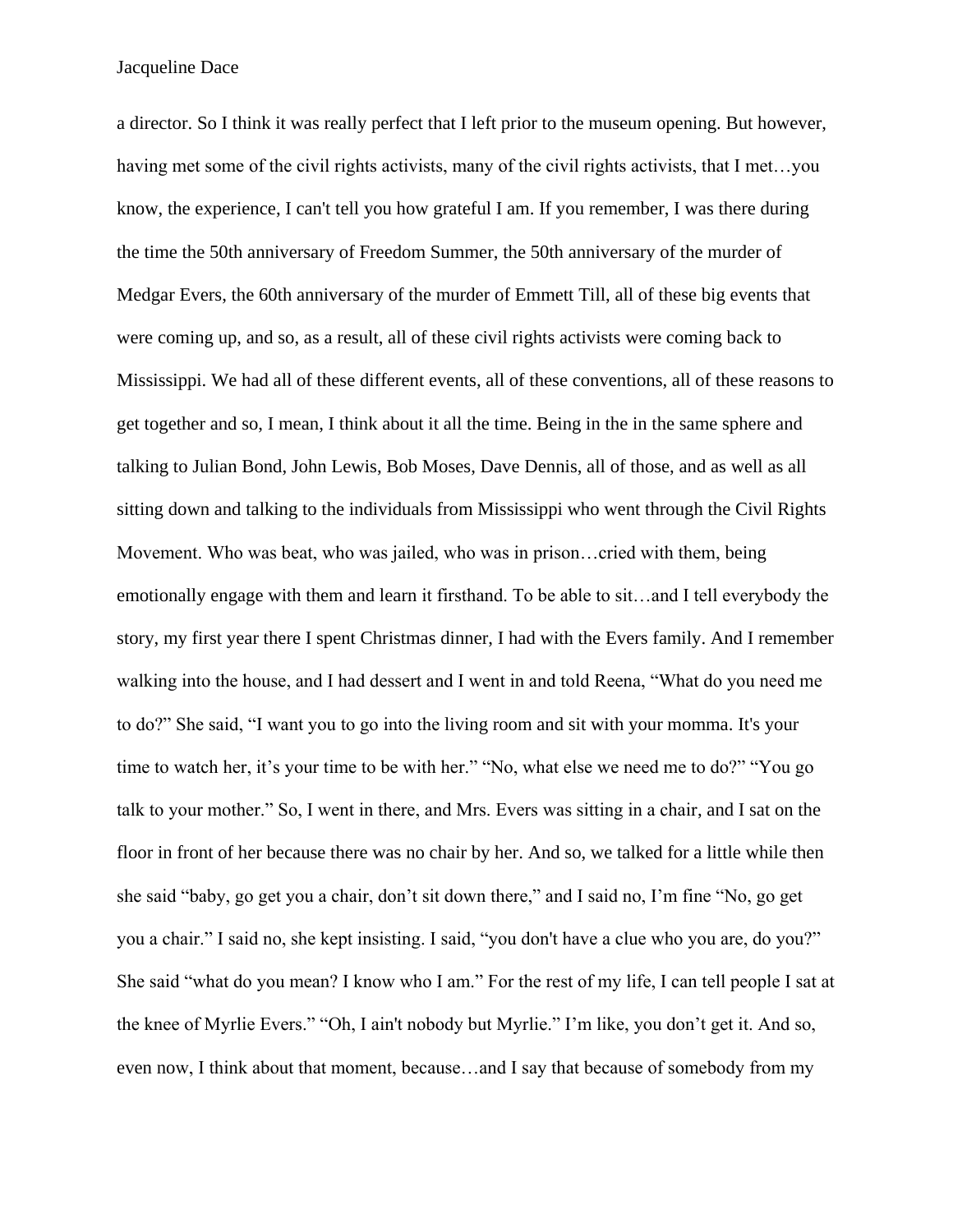a director. So I think it was really perfect that I left prior to the museum opening. But however, having met some of the civil rights activists, many of the civil rights activists, that I met…you know, the experience, I can't tell you how grateful I am. If you remember, I was there during the time the 50th anniversary of Freedom Summer, the 50th anniversary of the murder of Medgar Evers, the 60th anniversary of the murder of Emmett Till, all of these big events that were coming up, and so, as a result, all of these civil rights activists were coming back to Mississippi. We had all of these different events, all of these conventions, all of these reasons to get together and so, I mean, I think about it all the time. Being in the in the same sphere and talking to Julian Bond, John Lewis, Bob Moses, Dave Dennis, all of those, and as well as all sitting down and talking to the individuals from Mississippi who went through the Civil Rights Movement. Who was beat, who was jailed, who was in prison…cried with them, being emotionally engage with them and learn it firsthand. To be able to sit…and I tell everybody the story, my first year there I spent Christmas dinner, I had with the Evers family. And I remember walking into the house, and I had dessert and I went in and told Reena, "What do you need me to do?" She said, "I want you to go into the living room and sit with your momma. It's your time to watch her, it's your time to be with her." "No, what else we need me to do?" "You go talk to your mother." So, I went in there, and Mrs. Evers was sitting in a chair, and I sat on the floor in front of her because there was no chair by her. And so, we talked for a little while then she said "baby, go get you a chair, don't sit down there," and I said no, I'm fine "No, go get you a chair." I said no, she kept insisting. I said, "you don't have a clue who you are, do you?" She said "what do you mean? I know who I am." For the rest of my life, I can tell people I sat at the knee of Myrlie Evers." "Oh, I ain't nobody but Myrlie." I'm like, you don't get it. And so, even now, I think about that moment, because…and I say that because of somebody from my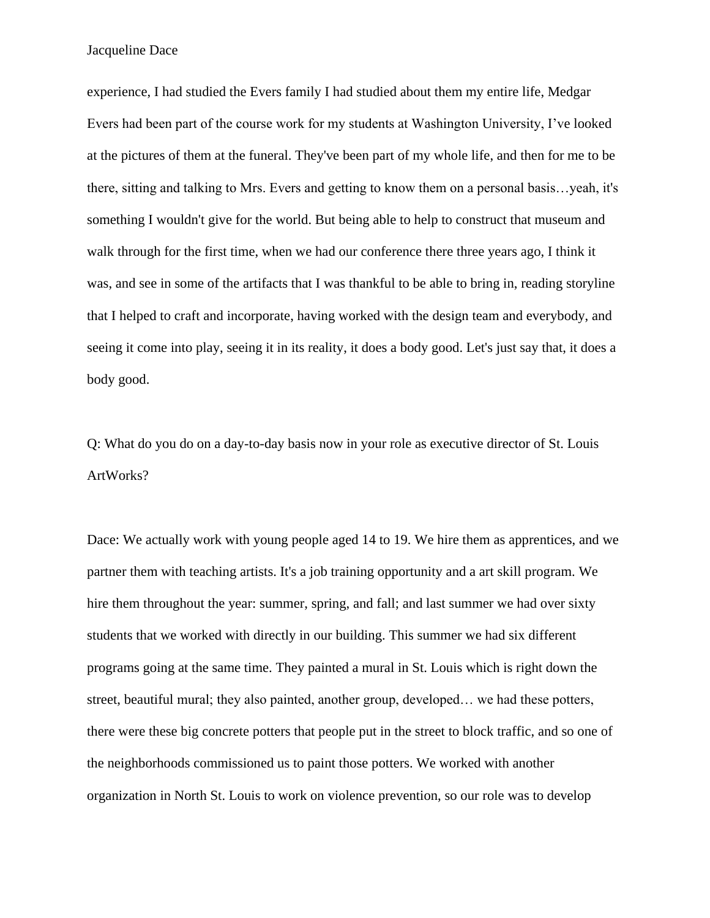experience, I had studied the Evers family I had studied about them my entire life, Medgar Evers had been part of the course work for my students at Washington University, I've looked at the pictures of them at the funeral. They've been part of my whole life, and then for me to be there, sitting and talking to Mrs. Evers and getting to know them on a personal basis…yeah, it's something I wouldn't give for the world. But being able to help to construct that museum and walk through for the first time, when we had our conference there three years ago, I think it was, and see in some of the artifacts that I was thankful to be able to bring in, reading storyline that I helped to craft and incorporate, having worked with the design team and everybody, and seeing it come into play, seeing it in its reality, it does a body good. Let's just say that, it does a body good.

Q: What do you do on a day-to-day basis now in your role as executive director of St. Louis ArtWorks?

Dace: We actually work with young people aged 14 to 19. We hire them as apprentices, and we partner them with teaching artists. It's a job training opportunity and a art skill program. We hire them throughout the year: summer, spring, and fall; and last summer we had over sixty students that we worked with directly in our building. This summer we had six different programs going at the same time. They painted a mural in St. Louis which is right down the street, beautiful mural; they also painted, another group, developed… we had these potters, there were these big concrete potters that people put in the street to block traffic, and so one of the neighborhoods commissioned us to paint those potters. We worked with another organization in North St. Louis to work on violence prevention, so our role was to develop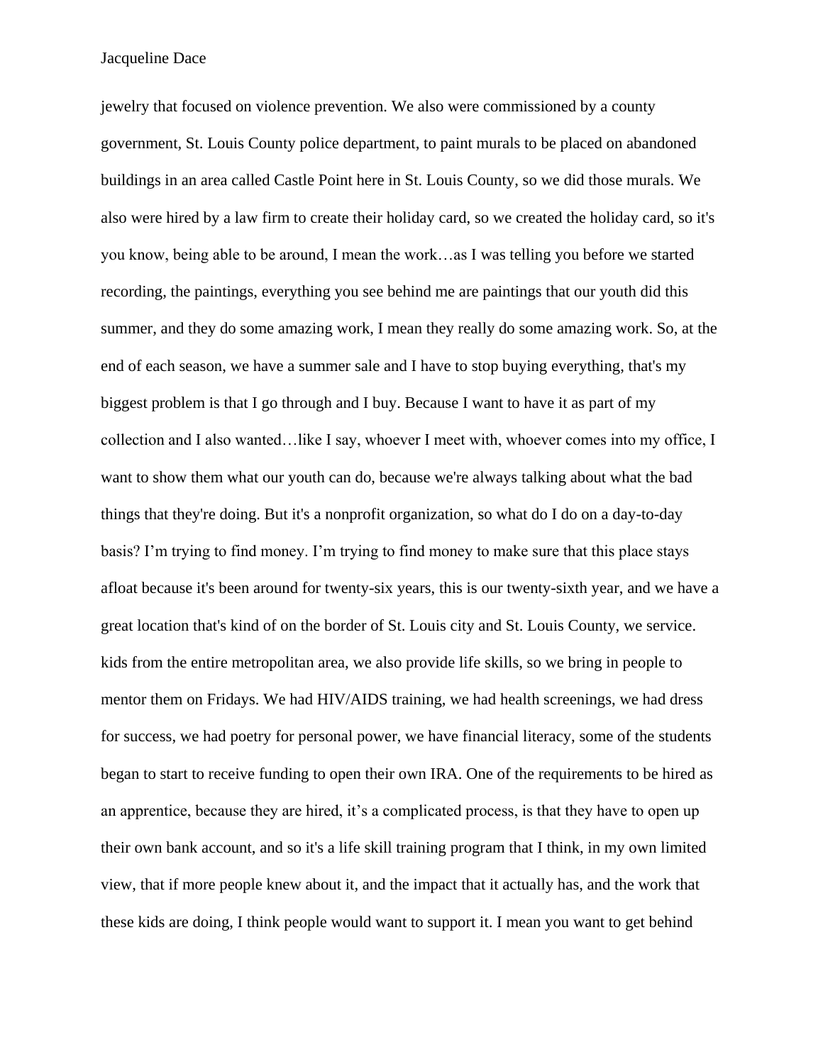jewelry that focused on violence prevention. We also were commissioned by a county government, St. Louis County police department, to paint murals to be placed on abandoned buildings in an area called Castle Point here in St. Louis County, so we did those murals. We also were hired by a law firm to create their holiday card, so we created the holiday card, so it's you know, being able to be around, I mean the work…as I was telling you before we started recording, the paintings, everything you see behind me are paintings that our youth did this summer, and they do some amazing work, I mean they really do some amazing work. So, at the end of each season, we have a summer sale and I have to stop buying everything, that's my biggest problem is that I go through and I buy. Because I want to have it as part of my collection and I also wanted…like I say, whoever I meet with, whoever comes into my office, I want to show them what our youth can do, because we're always talking about what the bad things that they're doing. But it's a nonprofit organization, so what do I do on a day-to-day basis? I'm trying to find money. I'm trying to find money to make sure that this place stays afloat because it's been around for twenty-six years, this is our twenty-sixth year, and we have a great location that's kind of on the border of St. Louis city and St. Louis County, we service. kids from the entire metropolitan area, we also provide life skills, so we bring in people to mentor them on Fridays. We had HIV/AIDS training, we had health screenings, we had dress for success, we had poetry for personal power, we have financial literacy, some of the students began to start to receive funding to open their own IRA. One of the requirements to be hired as an apprentice, because they are hired, it's a complicated process, is that they have to open up their own bank account, and so it's a life skill training program that I think, in my own limited view, that if more people knew about it, and the impact that it actually has, and the work that these kids are doing, I think people would want to support it. I mean you want to get behind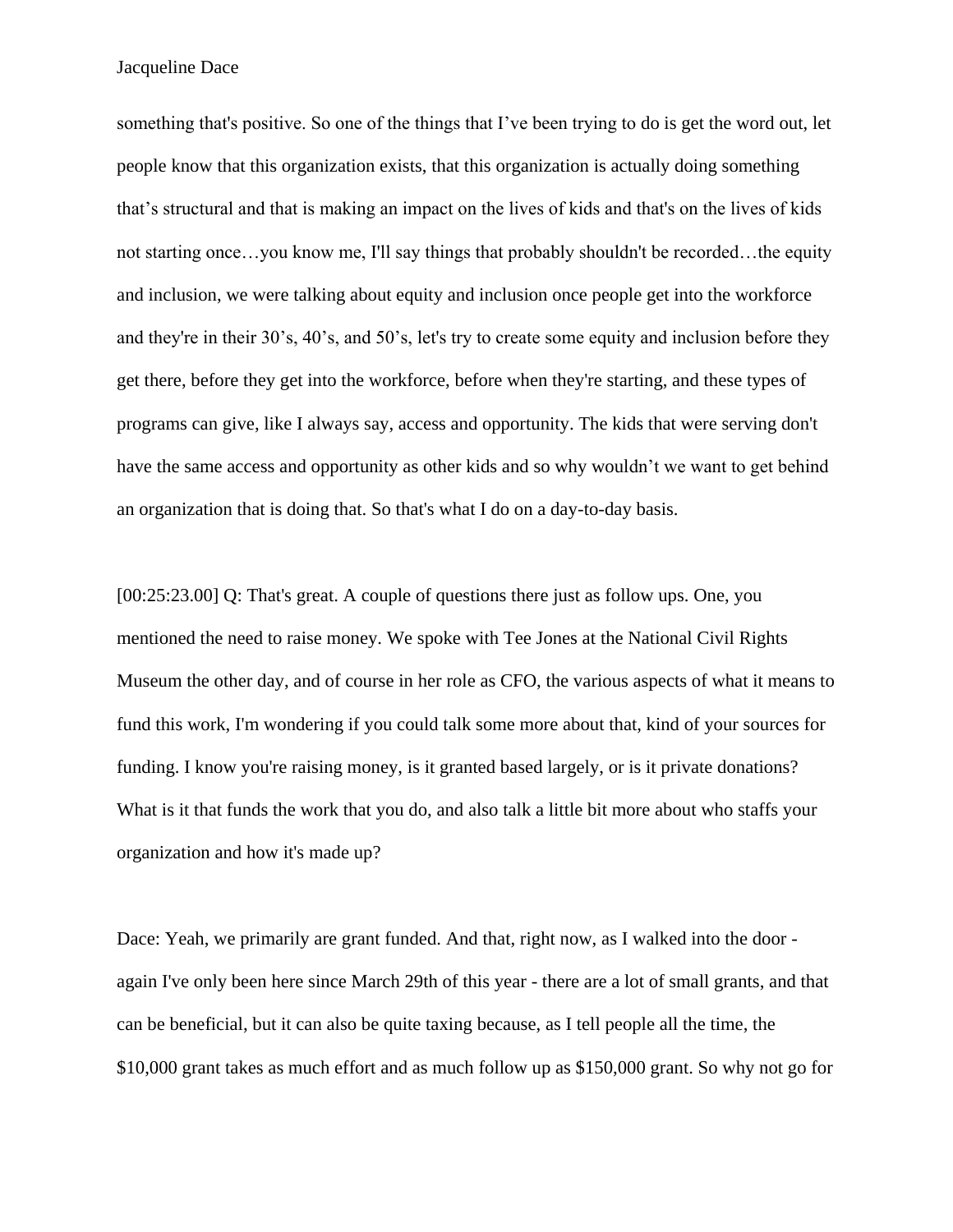something that's positive. So one of the things that I've been trying to do is get the word out, let people know that this organization exists, that this organization is actually doing something that's structural and that is making an impact on the lives of kids and that's on the lives of kids not starting once…you know me, I'll say things that probably shouldn't be recorded…the equity and inclusion, we were talking about equity and inclusion once people get into the workforce and they're in their 30's, 40's, and 50's, let's try to create some equity and inclusion before they get there, before they get into the workforce, before when they're starting, and these types of programs can give, like I always say, access and opportunity. The kids that were serving don't have the same access and opportunity as other kids and so why wouldn't we want to get behind an organization that is doing that. So that's what I do on a day-to-day basis.

[00:25:23.00] Q: That's great. A couple of questions there just as follow ups. One, you mentioned the need to raise money. We spoke with Tee Jones at the National Civil Rights Museum the other day, and of course in her role as CFO, the various aspects of what it means to fund this work, I'm wondering if you could talk some more about that, kind of your sources for funding. I know you're raising money, is it granted based largely, or is it private donations? What is it that funds the work that you do, and also talk a little bit more about who staffs your organization and how it's made up?

Dace: Yeah, we primarily are grant funded. And that, right now, as I walked into the door - again I've only been here since March 29th of this year - there are a lot of small grants, and that can be beneficial, but it can also be quite taxing because, as I tell people all the time, the $10,000 grant takes as much effort and as much follow up as $150,000 grant. So why not go for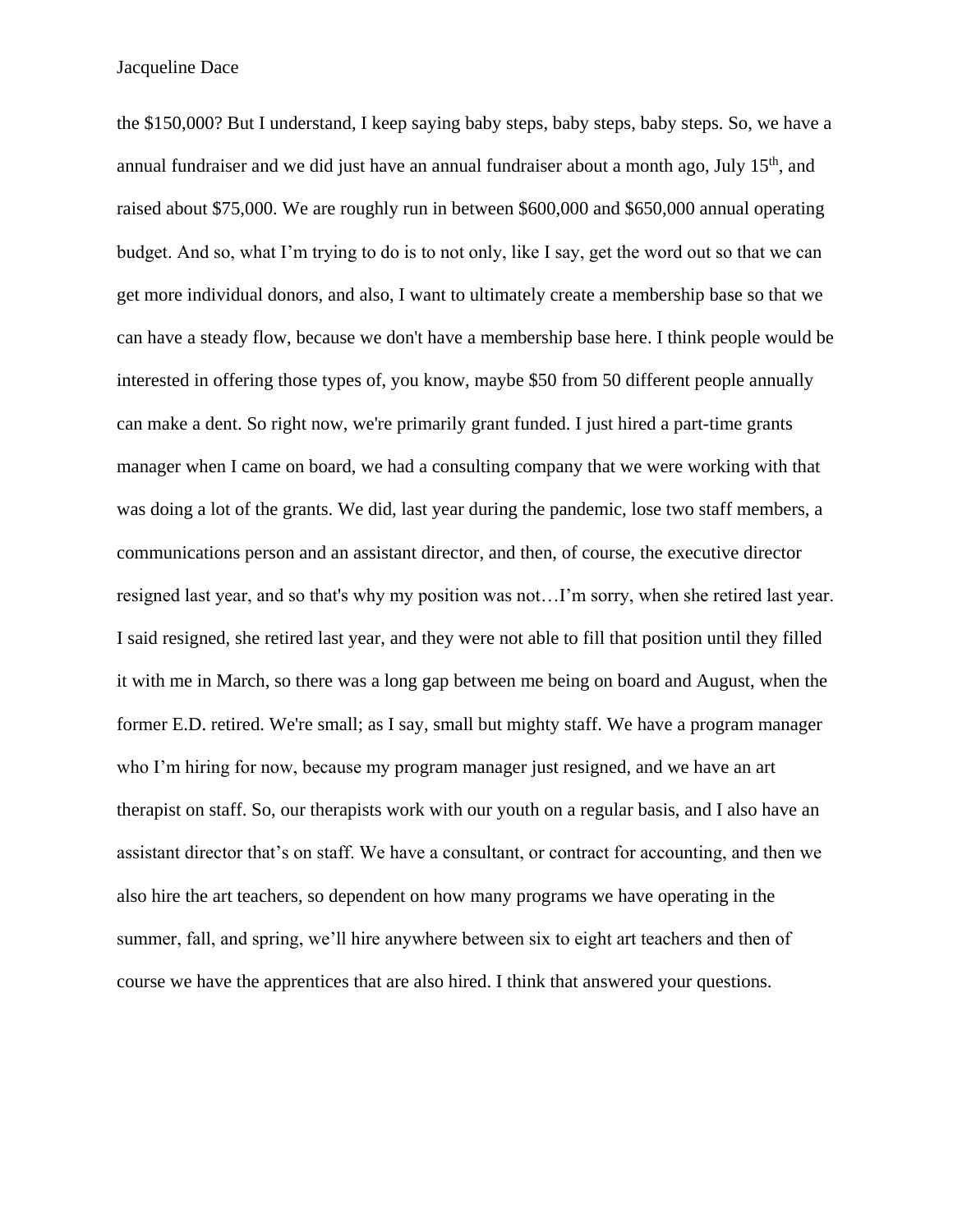the $150,000? But I understand, I keep saying baby steps, baby steps, baby steps. So, we have a annual fundraiser and we did just have an annual fundraiser about a month ago, July 15th, and raised about $75,000. We are roughly run in between $600,000 and $650,000 annual operating budget. And so, what I'm trying to do is to not only, like I say, get the word out so that we can get more individual donors, and also, I want to ultimately create a membership base so that we can have a steady flow, because we don't have a membership base here. I think people would be interested in offering those types of, you know, maybe $50 from 50 different people annually can make a dent. So right now, we're primarily grant funded. I just hired a part-time grants manager when I came on board, we had a consulting company that we were working with that was doing a lot of the grants. We did, last year during the pandemic, lose two staff members, a communications person and an assistant director, and then, of course, the executive director resigned last year, and so that's why my position was not…I'm sorry, when she retired last year. I said resigned, she retired last year, and they were not able to fill that position until they filled it with me in March, so there was a long gap between me being on board and August, when the former E.D. retired. We're small; as I say, small but mighty staff. We have a program manager who I'm hiring for now, because my program manager just resigned, and we have an art therapist on staff. So, our therapists work with our youth on a regular basis, and I also have an assistant director that's on staff. We have a consultant, or contract for accounting, and then we also hire the art teachers, so dependent on how many programs we have operating in the summer, fall, and spring, we'll hire anywhere between six to eight art teachers and then of course we have the apprentices that are also hired. I think that answered your questions.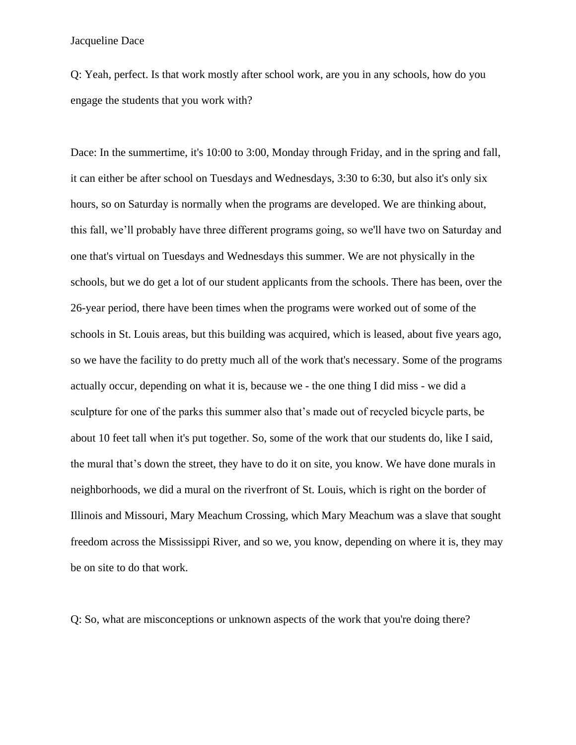Q: Yeah, perfect. Is that work mostly after school work, are you in any schools, how do you engage the students that you work with?

Dace: In the summertime, it's 10:00 to 3:00, Monday through Friday, and in the spring and fall, it can either be after school on Tuesdays and Wednesdays, 3:30 to 6:30, but also it's only six hours, so on Saturday is normally when the programs are developed. We are thinking about, this fall, we'll probably have three different programs going, so we'll have two on Saturday and one that's virtual on Tuesdays and Wednesdays this summer. We are not physically in the schools, but we do get a lot of our student applicants from the schools. There has been, over the 26-year period, there have been times when the programs were worked out of some of the schools in St. Louis areas, but this building was acquired, which is leased, about five years ago, so we have the facility to do pretty much all of the work that's necessary. Some of the programs actually occur, depending on what it is, because we - the one thing I did miss - we did a sculpture for one of the parks this summer also that's made out of recycled bicycle parts, be about 10 feet tall when it's put together. So, some of the work that our students do, like I said, the mural that's down the street, they have to do it on site, you know. We have done murals in neighborhoods, we did a mural on the riverfront of St. Louis, which is right on the border of Illinois and Missouri, Mary Meachum Crossing, which Mary Meachum was a slave that sought freedom across the Mississippi River, and so we, you know, depending on where it is, they may be on site to do that work.

Q: So, what are misconceptions or unknown aspects of the work that you're doing there?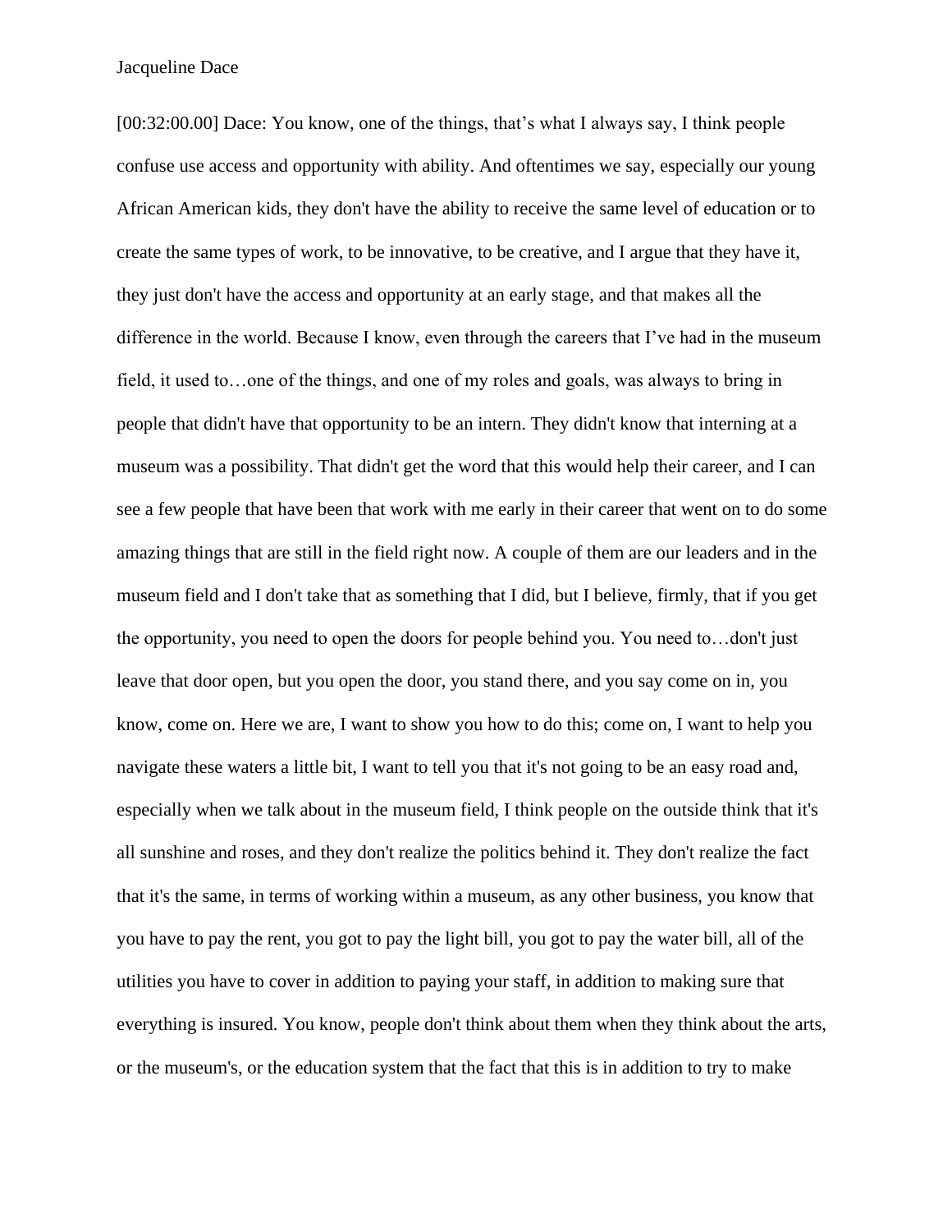[00:32:00.00] Dace: You know, one of the things, that’s what I always say, I think people confuse use access and opportunity with ability. And oftentimes we say, especially our young African American kids, they don't have the ability to receive the same level of education or to create the same types of work, to be innovative, to be creative, and I argue that they have it, they just don't have the access and opportunity at an early stage, and that makes all the difference in the world. Because I know, even through the careers that I’ve had in the museum field, it used to…one of the things, and one of my roles and goals, was always to bring in people that didn't have that opportunity to be an intern. They didn't know that interning at a museum was a possibility. That didn't get the word that this would help their career, and I can see a few people that have been that work with me early in their career that went on to do some amazing things that are still in the field right now. A couple of them are our leaders and in the museum field and I don't take that as something that I did, but I believe, firmly, that if you get the opportunity, you need to open the doors for people behind you. You need to…don't just leave that door open, but you open the door, you stand there, and you say come on in, you know, come on. Here we are, I want to show you how to do this; come on, I want to help you navigate these waters a little bit, I want to tell you that it's not going to be an easy road and, especially when we talk about in the museum field, I think people on the outside think that it's all sunshine and roses, and they don't realize the politics behind it. They don't realize the fact that it's the same, in terms of working within a museum, as any other business, you know that you have to pay the rent, you got to pay the light bill, you got to pay the water bill, all of the utilities you have to cover in addition to paying your staff, in addition to making sure that everything is insured. You know, people don't think about them when they think about the arts, or the museum's, or the education system that the fact that this is in addition to try to make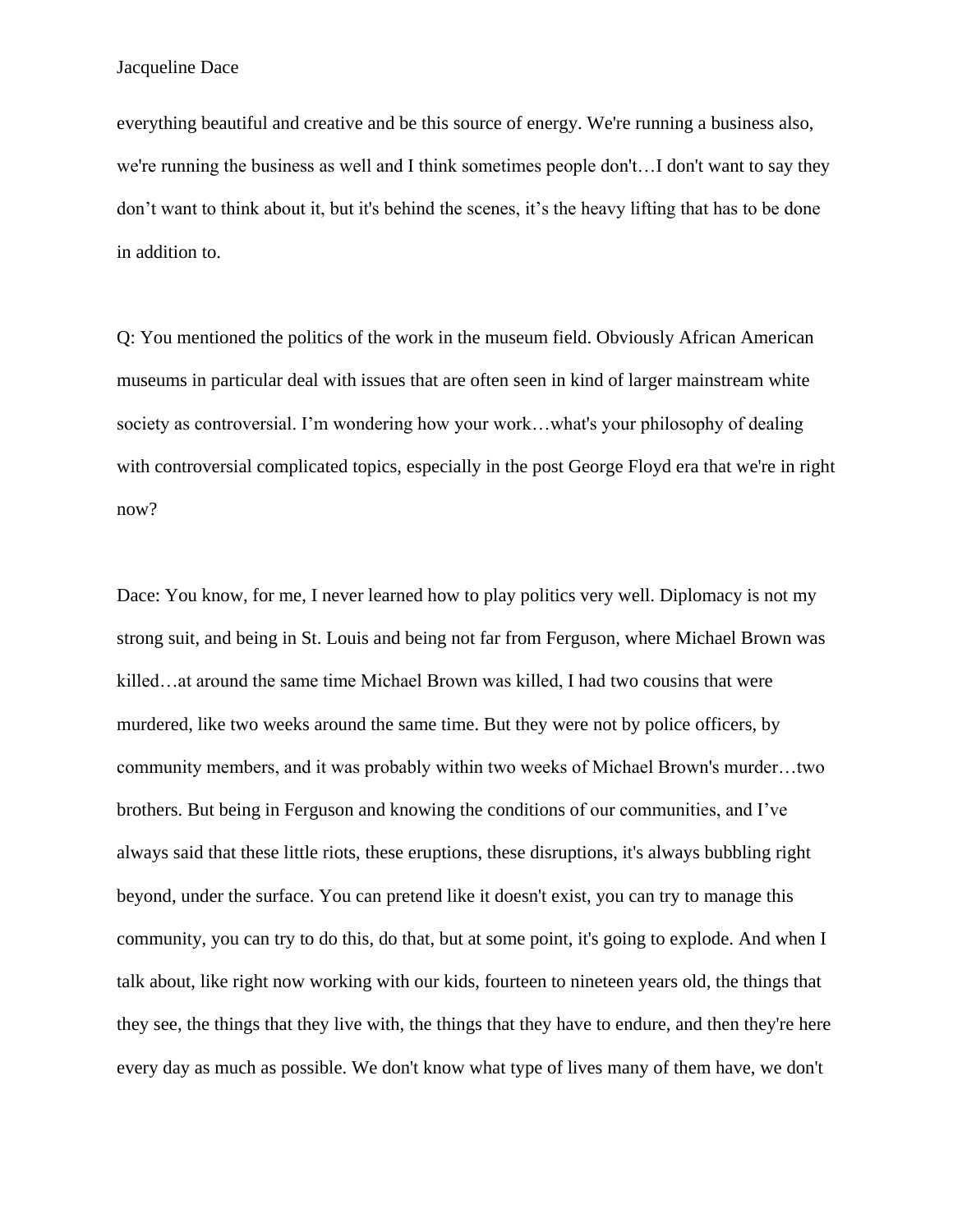everything beautiful and creative and be this source of energy. We're running a business also, we're running the business as well and I think sometimes people don't…I don't want to say they don't want to think about it, but it's behind the scenes, it's the heavy lifting that has to be done in addition to.

Q: You mentioned the politics of the work in the museum field. Obviously African American museums in particular deal with issues that are often seen in kind of larger mainstream white society as controversial. I'm wondering how your work…what's your philosophy of dealing with controversial complicated topics, especially in the post George Floyd era that we're in right now?

Dace: You know, for me, I never learned how to play politics very well. Diplomacy is not my strong suit, and being in St. Louis and being not far from Ferguson, where Michael Brown was killed…at around the same time Michael Brown was killed, I had two cousins that were murdered, like two weeks around the same time. But they were not by police officers, by community members, and it was probably within two weeks of Michael Brown's murder…two brothers. But being in Ferguson and knowing the conditions of our communities, and I've always said that these little riots, these eruptions, these disruptions, it's always bubbling right beyond, under the surface. You can pretend like it doesn't exist, you can try to manage this community, you can try to do this, do that, but at some point, it's going to explode. And when I talk about, like right now working with our kids, fourteen to nineteen years old, the things that they see, the things that they live with, the things that they have to endure, and then they're here every day as much as possible. We don't know what type of lives many of them have, we don't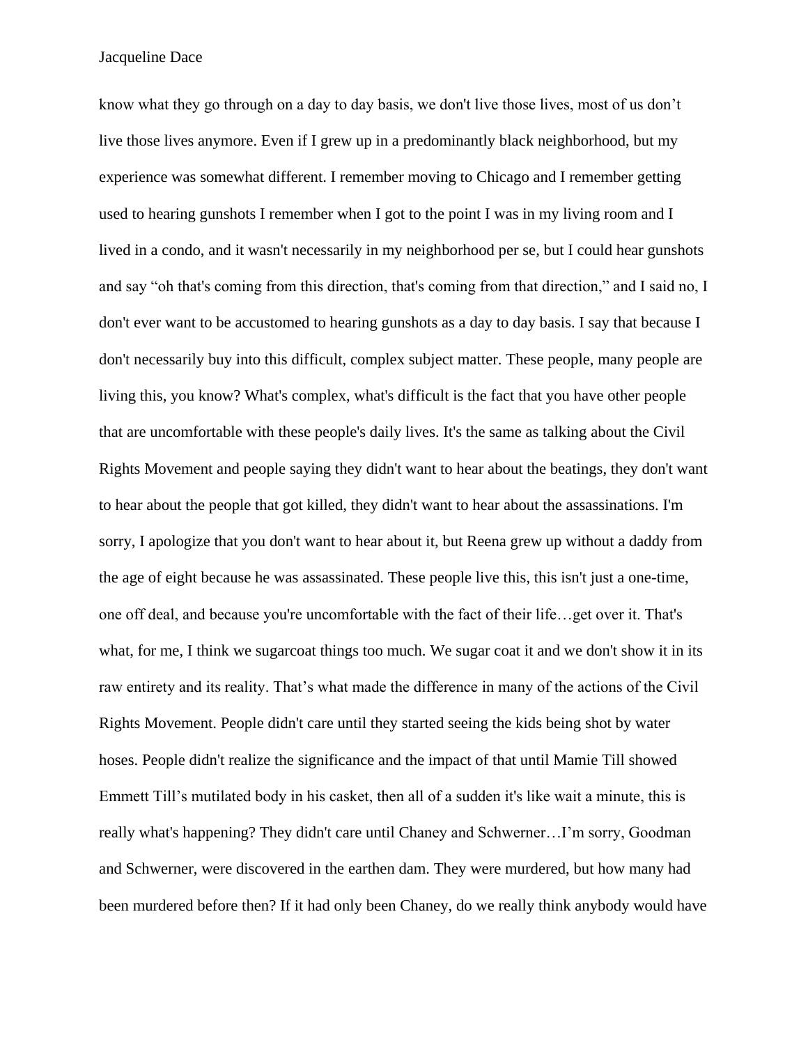know what they go through on a day to day basis, we don't live those lives, most of us don't live those lives anymore. Even if I grew up in a predominantly black neighborhood, but my experience was somewhat different. I remember moving to Chicago and I remember getting used to hearing gunshots I remember when I got to the point I was in my living room and I lived in a condo, and it wasn't necessarily in my neighborhood per se, but I could hear gunshots and say "oh that's coming from this direction, that's coming from that direction," and I said no, I don't ever want to be accustomed to hearing gunshots as a day to day basis. I say that because I don't necessarily buy into this difficult, complex subject matter. These people, many people are living this, you know? What's complex, what's difficult is the fact that you have other people that are uncomfortable with these people's daily lives. It's the same as talking about the Civil Rights Movement and people saying they didn't want to hear about the beatings, they don't want to hear about the people that got killed, they didn't want to hear about the assassinations. I'm sorry, I apologize that you don't want to hear about it, but Reena grew up without a daddy from the age of eight because he was assassinated. These people live this, this isn't just a one-time, one off deal, and because you're uncomfortable with the fact of their life…get over it. That's what, for me, I think we sugarcoat things too much. We sugar coat it and we don't show it in its raw entirety and its reality. That's what made the difference in many of the actions of the Civil Rights Movement. People didn't care until they started seeing the kids being shot by water hoses. People didn't realize the significance and the impact of that until Mamie Till showed Emmett Till's mutilated body in his casket, then all of a sudden it's like wait a minute, this is really what's happening? They didn't care until Chaney and Schwerner…I'm sorry, Goodman and Schwerner, were discovered in the earthen dam. They were murdered, but how many had been murdered before then? If it had only been Chaney, do we really think anybody would have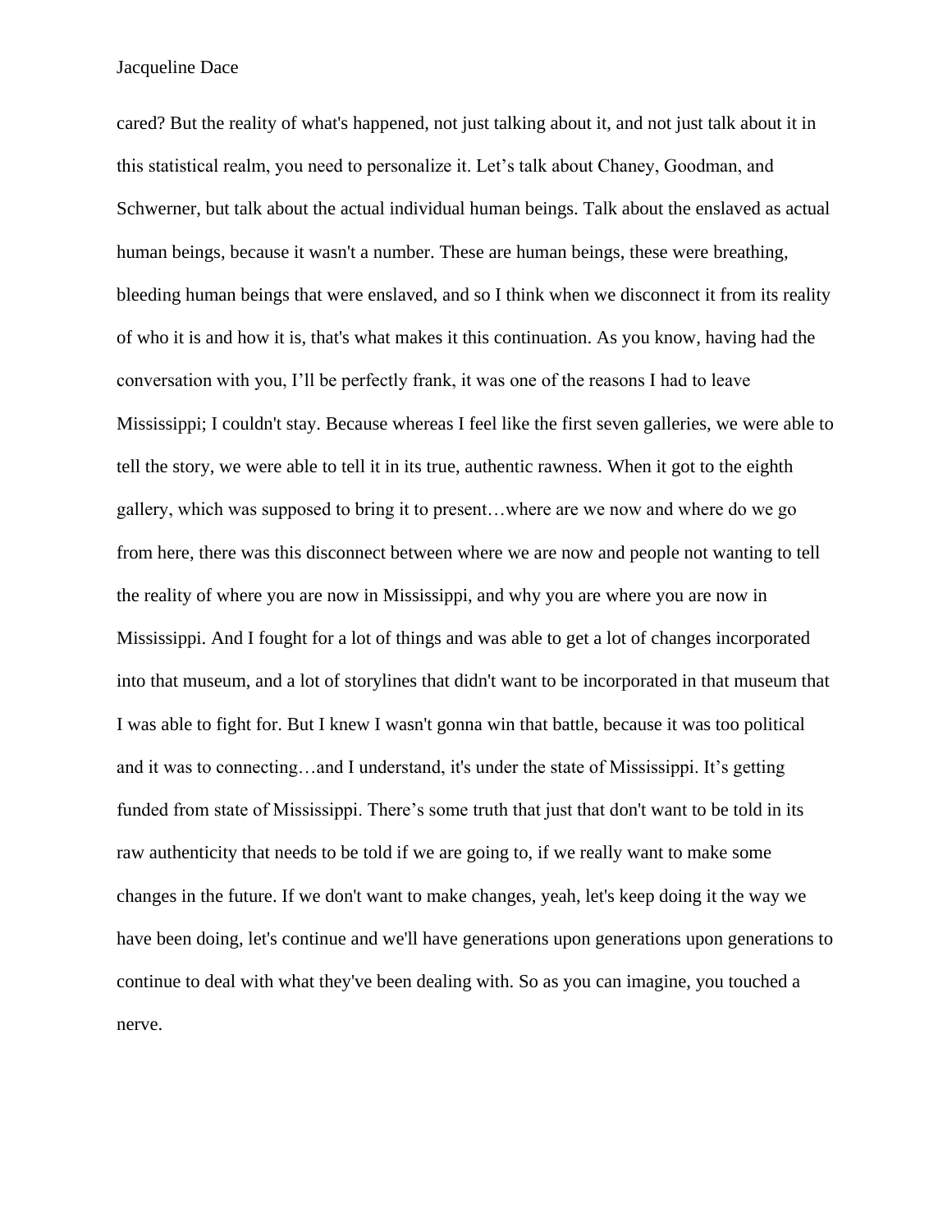cared? But the reality of what's happened, not just talking about it, and not just talk about it in this statistical realm, you need to personalize it. Let’s talk about Chaney, Goodman, and Schwerner, but talk about the actual individual human beings. Talk about the enslaved as actual human beings, because it wasn't a number. These are human beings, these were breathing, bleeding human beings that were enslaved, and so I think when we disconnect it from its reality of who it is and how it is, that's what makes it this continuation. As you know, having had the conversation with you, I’ll be perfectly frank, it was one of the reasons I had to leave Mississippi; I couldn't stay. Because whereas I feel like the first seven galleries, we were able to tell the story, we were able to tell it in its true, authentic rawness. When it got to the eighth gallery, which was supposed to bring it to present…where are we now and where do we go from here, there was this disconnect between where we are now and people not wanting to tell the reality of where you are now in Mississippi, and why you are where you are now in Mississippi. And I fought for a lot of things and was able to get a lot of changes incorporated into that museum, and a lot of storylines that didn't want to be incorporated in that museum that I was able to fight for. But I knew I wasn't gonna win that battle, because it was too political and it was to connecting…and I understand, it's under the state of Mississippi. It’s getting funded from state of Mississippi. There’s some truth that just that don't want to be told in its raw authenticity that needs to be told if we are going to, if we really want to make some changes in the future. If we don't want to make changes, yeah, let's keep doing it the way we have been doing, let's continue and we'll have generations upon generations upon generations to continue to deal with what they've been dealing with. So as you can imagine, you touched a nerve.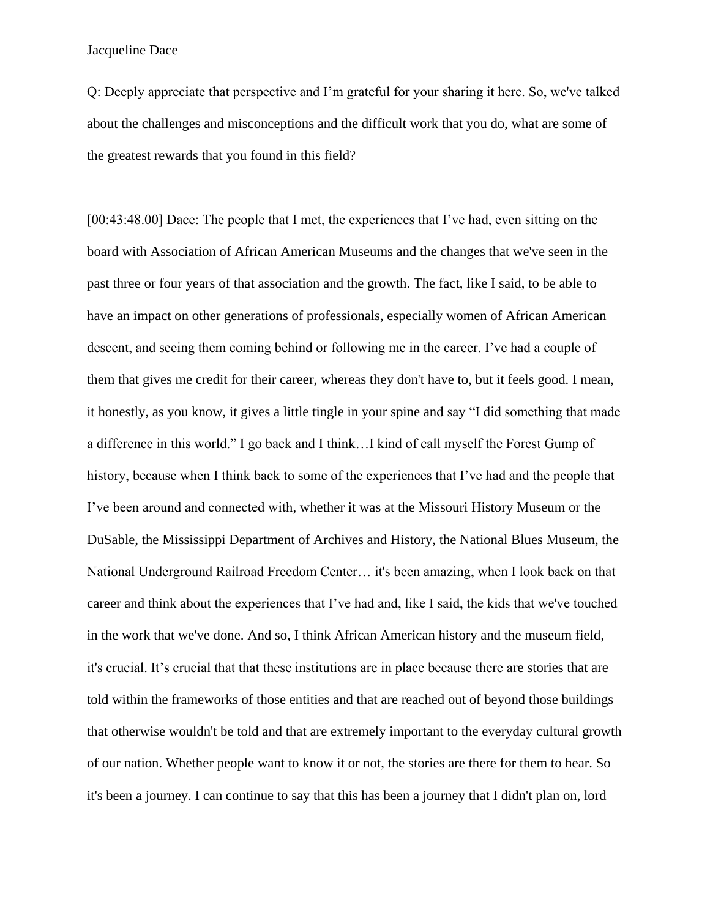Q: Deeply appreciate that perspective and I'm grateful for your sharing it here. So, we've talked about the challenges and misconceptions and the difficult work that you do, what are some of the greatest rewards that you found in this field?

[00:43:48.00] Dace: The people that I met, the experiences that I've had, even sitting on the board with Association of African American Museums and the changes that we've seen in the past three or four years of that association and the growth. The fact, like I said, to be able to have an impact on other generations of professionals, especially women of African American descent, and seeing them coming behind or following me in the career. I've had a couple of them that gives me credit for their career, whereas they don't have to, but it feels good. I mean, it honestly, as you know, it gives a little tingle in your spine and say "I did something that made a difference in this world." I go back and I think…I kind of call myself the Forest Gump of history, because when I think back to some of the experiences that I've had and the people that I've been around and connected with, whether it was at the Missouri History Museum or the DuSable, the Mississippi Department of Archives and History, the National Blues Museum, the National Underground Railroad Freedom Center… it's been amazing, when I look back on that career and think about the experiences that I've had and, like I said, the kids that we've touched in the work that we've done. And so, I think African American history and the museum field, it's crucial. It's crucial that that these institutions are in place because there are stories that are told within the frameworks of those entities and that are reached out of beyond those buildings that otherwise wouldn't be told and that are extremely important to the everyday cultural growth of our nation. Whether people want to know it or not, the stories are there for them to hear. So it's been a journey. I can continue to say that this has been a journey that I didn't plan on, lord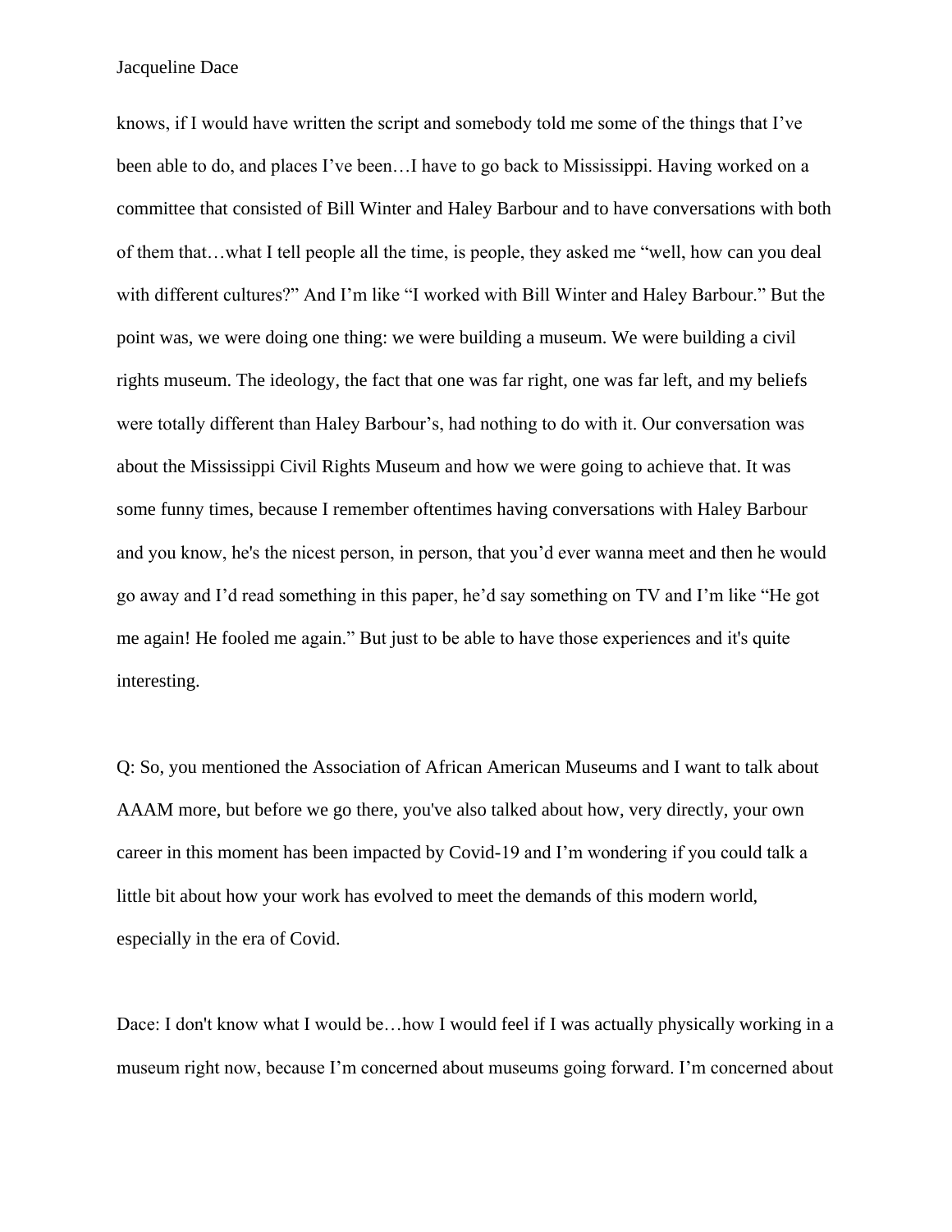knows, if I would have written the script and somebody told me some of the things that I've been able to do, and places I've been…I have to go back to Mississippi. Having worked on a committee that consisted of Bill Winter and Haley Barbour and to have conversations with both of them that…what I tell people all the time, is people, they asked me "well, how can you deal with different cultures?" And I'm like "I worked with Bill Winter and Haley Barbour." But the point was, we were doing one thing: we were building a museum. We were building a civil rights museum. The ideology, the fact that one was far right, one was far left, and my beliefs were totally different than Haley Barbour's, had nothing to do with it. Our conversation was about the Mississippi Civil Rights Museum and how we were going to achieve that. It was some funny times, because I remember oftentimes having conversations with Haley Barbour and you know, he's the nicest person, in person, that you'd ever wanna meet and then he would go away and I'd read something in this paper, he'd say something on TV and I'm like "He got me again! He fooled me again." But just to be able to have those experiences and it's quite interesting.

Q: So, you mentioned the Association of African American Museums and I want to talk about AAAM more, but before we go there, you've also talked about how, very directly, your own career in this moment has been impacted by Covid-19 and I'm wondering if you could talk a little bit about how your work has evolved to meet the demands of this modern world, especially in the era of Covid.

Dace: I don't know what I would be…how I would feel if I was actually physically working in a museum right now, because I'm concerned about museums going forward. I'm concerned about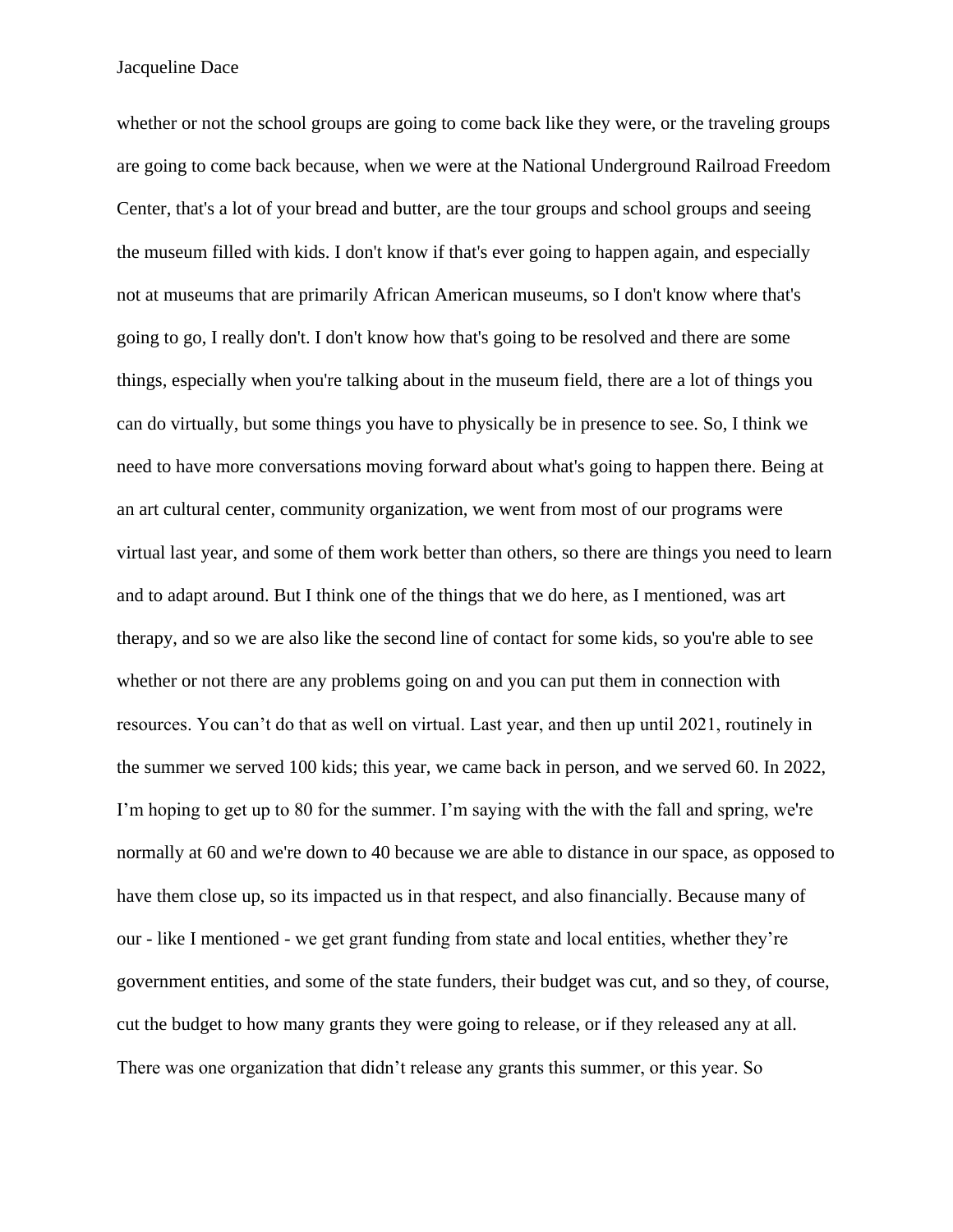whether or not the school groups are going to come back like they were, or the traveling groups are going to come back because, when we were at the National Underground Railroad Freedom Center, that's a lot of your bread and butter, are the tour groups and school groups and seeing the museum filled with kids. I don't know if that's ever going to happen again, and especially not at museums that are primarily African American museums, so I don't know where that's going to go, I really don't. I don't know how that's going to be resolved and there are some things, especially when you're talking about in the museum field, there are a lot of things you can do virtually, but some things you have to physically be in presence to see. So, I think we need to have more conversations moving forward about what's going to happen there. Being at an art cultural center, community organization, we went from most of our programs were virtual last year, and some of them work better than others, so there are things you need to learn and to adapt around. But I think one of the things that we do here, as I mentioned, was art therapy, and so we are also like the second line of contact for some kids, so you're able to see whether or not there are any problems going on and you can put them in connection with resources. You can't do that as well on virtual. Last year, and then up until 2021, routinely in the summer we served 100 kids; this year, we came back in person, and we served 60. In 2022, I'm hoping to get up to 80 for the summer. I'm saying with the with the fall and spring, we're normally at 60 and we're down to 40 because we are able to distance in our space, as opposed to have them close up, so its impacted us in that respect, and also financially. Because many of our - like I mentioned - we get grant funding from state and local entities, whether they're government entities, and some of the state funders, their budget was cut, and so they, of course, cut the budget to how many grants they were going to release, or if they released any at all. There was one organization that didn't release any grants this summer, or this year. So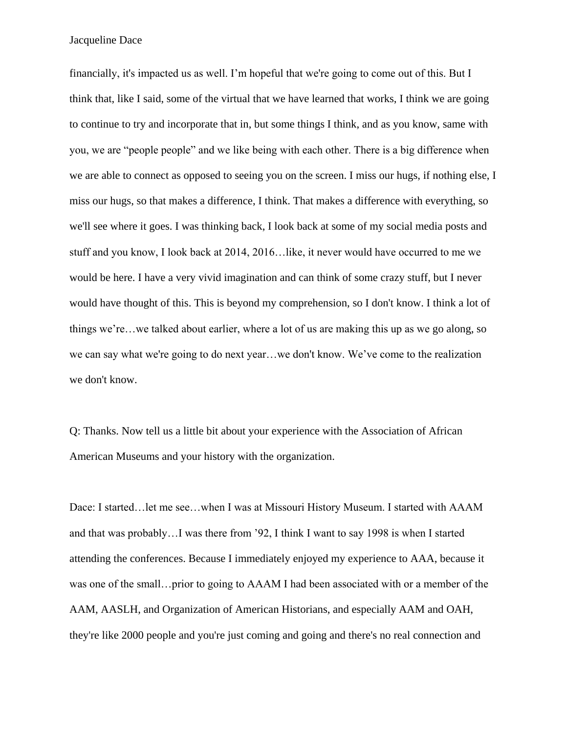financially, it's impacted us as well. I'm hopeful that we're going to come out of this. But I think that, like I said, some of the virtual that we have learned that works, I think we are going to continue to try and incorporate that in, but some things I think, and as you know, same with you, we are "people people" and we like being with each other. There is a big difference when we are able to connect as opposed to seeing you on the screen. I miss our hugs, if nothing else, I miss our hugs, so that makes a difference, I think. That makes a difference with everything, so we'll see where it goes. I was thinking back, I look back at some of my social media posts and stuff and you know, I look back at 2014, 2016…like, it never would have occurred to me we would be here. I have a very vivid imagination and can think of some crazy stuff, but I never would have thought of this. This is beyond my comprehension, so I don't know. I think a lot of things we're…we talked about earlier, where a lot of us are making this up as we go along, so we can say what we're going to do next year…we don't know. We've come to the realization we don't know.

Q: Thanks. Now tell us a little bit about your experience with the Association of African American Museums and your history with the organization.

Dace: I started…let me see…when I was at Missouri History Museum. I started with AAAM and that was probably…I was there from '92, I think I want to say 1998 is when I started attending the conferences. Because I immediately enjoyed my experience to AAA, because it was one of the small…prior to going to AAAM I had been associated with or a member of the AAM, AASLH, and Organization of American Historians, and especially AAM and OAH, they're like 2000 people and you're just coming and going and there's no real connection and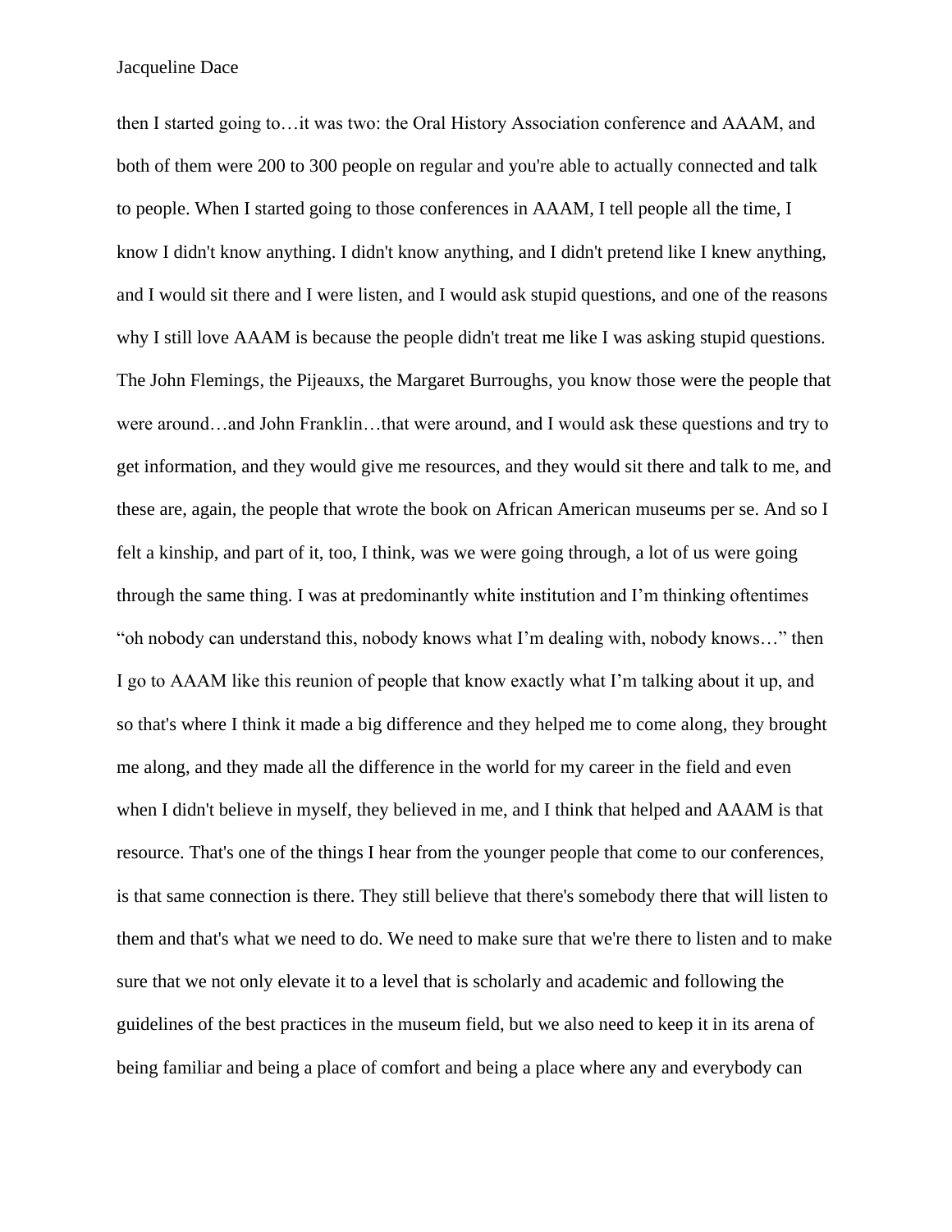then I started going to…it was two: the Oral History Association conference and AAAM, and both of them were 200 to 300 people on regular and you're able to actually connected and talk to people. When I started going to those conferences in AAAM, I tell people all the time, I know I didn't know anything. I didn't know anything, and I didn't pretend like I knew anything, and I would sit there and I were listen, and I would ask stupid questions, and one of the reasons why I still love AAAM is because the people didn't treat me like I was asking stupid questions. The John Flemings, the Pijeauxs, the Margaret Burroughs, you know those were the people that were around…and John Franklin…that were around, and I would ask these questions and try to get information, and they would give me resources, and they would sit there and talk to me, and these are, again, the people that wrote the book on African American museums per se. And so I felt a kinship, and part of it, too, I think, was we were going through, a lot of us were going through the same thing. I was at predominantly white institution and I'm thinking oftentimes "oh nobody can understand this, nobody knows what I'm dealing with, nobody knows…" then I go to AAAM like this reunion of people that know exactly what I'm talking about it up, and so that's where I think it made a big difference and they helped me to come along, they brought me along, and they made all the difference in the world for my career in the field and even when I didn't believe in myself, they believed in me, and I think that helped and AAAM is that resource. That's one of the things I hear from the younger people that come to our conferences, is that same connection is there. They still believe that there's somebody there that will listen to them and that's what we need to do. We need to make sure that we're there to listen and to make sure that we not only elevate it to a level that is scholarly and academic and following the guidelines of the best practices in the museum field, but we also need to keep it in its arena of being familiar and being a place of comfort and being a place where any and everybody can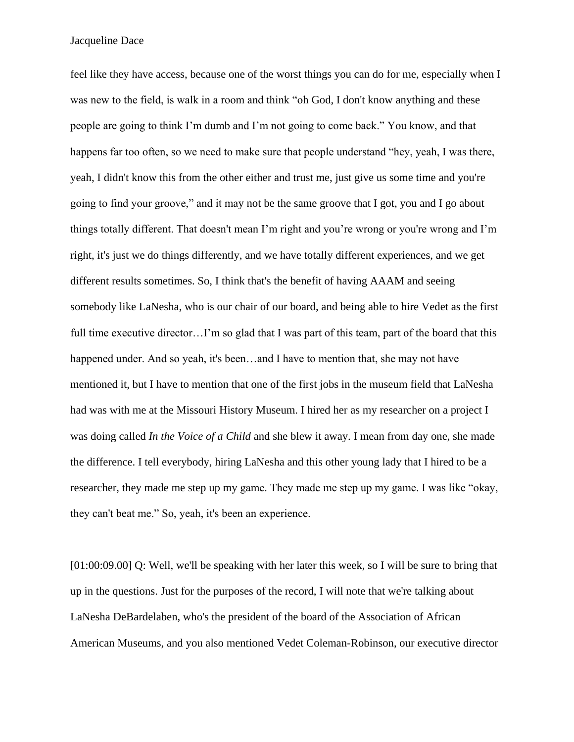feel like they have access, because one of the worst things you can do for me, especially when I was new to the field, is walk in a room and think "oh God, I don't know anything and these people are going to think I'm dumb and I'm not going to come back." You know, and that happens far too often, so we need to make sure that people understand "hey, yeah, I was there, yeah, I didn't know this from the other either and trust me, just give us some time and you're going to find your groove," and it may not be the same groove that I got, you and I go about things totally different. That doesn't mean I'm right and you're wrong or you're wrong and I'm right, it's just we do things differently, and we have totally different experiences, and we get different results sometimes. So, I think that's the benefit of having AAAM and seeing somebody like LaNesha, who is our chair of our board, and being able to hire Vedet as the first full time executive director…I'm so glad that I was part of this team, part of the board that this happened under. And so yeah, it's been…and I have to mention that, she may not have mentioned it, but I have to mention that one of the first jobs in the museum field that LaNesha had was with me at the Missouri History Museum. I hired her as my researcher on a project I was doing called *In the Voice of a Child* and she blew it away. I mean from day one, she made the difference. I tell everybody, hiring LaNesha and this other young lady that I hired to be a researcher, they made me step up my game. They made me step up my game. I was like "okay, they can't beat me." So, yeah, it's been an experience.

[01:00:09.00] Q: Well, we'll be speaking with her later this week, so I will be sure to bring that up in the questions. Just for the purposes of the record, I will note that we're talking about LaNesha DeBardelaben, who's the president of the board of the Association of African American Museums, and you also mentioned Vedet Coleman-Robinson, our executive director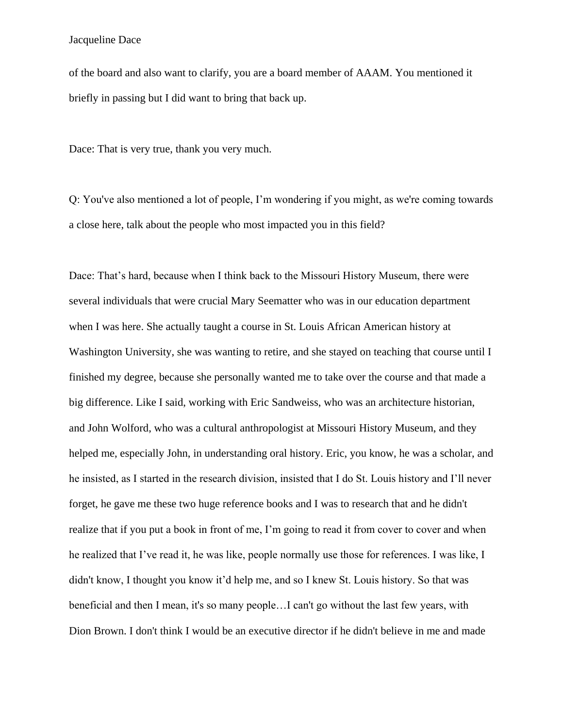of the board and also want to clarify, you are a board member of AAAM. You mentioned it briefly in passing but I did want to bring that back up.

Dace: That is very true, thank you very much.

Q: You've also mentioned a lot of people, I'm wondering if you might, as we're coming towards a close here, talk about the people who most impacted you in this field?

Dace: That's hard, because when I think back to the Missouri History Museum, there were several individuals that were crucial Mary Seematter who was in our education department when I was here. She actually taught a course in St. Louis African American history at Washington University, she was wanting to retire, and she stayed on teaching that course until I finished my degree, because she personally wanted me to take over the course and that made a big difference. Like I said, working with Eric Sandweiss, who was an architecture historian, and John Wolford, who was a cultural anthropologist at Missouri History Museum, and they helped me, especially John, in understanding oral history. Eric, you know, he was a scholar, and he insisted, as I started in the research division, insisted that I do St. Louis history and I'll never forget, he gave me these two huge reference books and I was to research that and he didn't realize that if you put a book in front of me, I'm going to read it from cover to cover and when he realized that I've read it, he was like, people normally use those for references. I was like, I didn't know, I thought you know it'd help me, and so I knew St. Louis history. So that was beneficial and then I mean, it's so many people…I can't go without the last few years, with Dion Brown. I don't think I would be an executive director if he didn't believe in me and made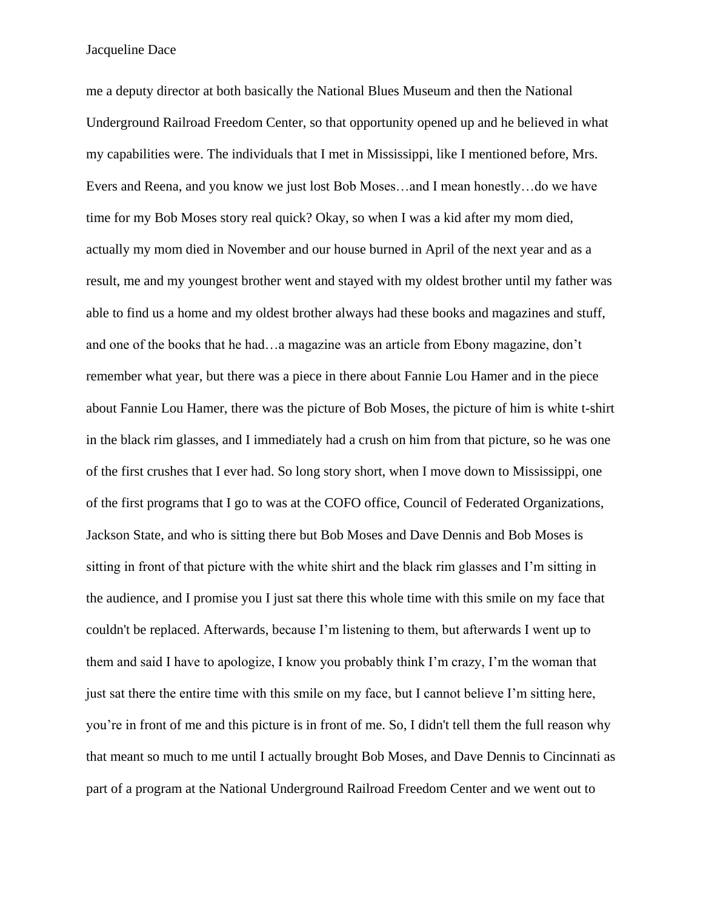me a deputy director at both basically the National Blues Museum and then the National Underground Railroad Freedom Center, so that opportunity opened up and he believed in what my capabilities were. The individuals that I met in Mississippi, like I mentioned before, Mrs. Evers and Reena, and you know we just lost Bob Moses…and I mean honestly…do we have time for my Bob Moses story real quick? Okay, so when I was a kid after my mom died, actually my mom died in November and our house burned in April of the next year and as a result, me and my youngest brother went and stayed with my oldest brother until my father was able to find us a home and my oldest brother always had these books and magazines and stuff, and one of the books that he had…a magazine was an article from Ebony magazine, don't remember what year, but there was a piece in there about Fannie Lou Hamer and in the piece about Fannie Lou Hamer, there was the picture of Bob Moses, the picture of him is white t-shirt in the black rim glasses, and I immediately had a crush on him from that picture, so he was one of the first crushes that I ever had. So long story short, when I move down to Mississippi, one of the first programs that I go to was at the COFO office, Council of Federated Organizations, Jackson State, and who is sitting there but Bob Moses and Dave Dennis and Bob Moses is sitting in front of that picture with the white shirt and the black rim glasses and I'm sitting in the audience, and I promise you I just sat there this whole time with this smile on my face that couldn't be replaced. Afterwards, because I'm listening to them, but afterwards I went up to them and said I have to apologize, I know you probably think I'm crazy, I'm the woman that just sat there the entire time with this smile on my face, but I cannot believe I'm sitting here, you're in front of me and this picture is in front of me. So, I didn't tell them the full reason why that meant so much to me until I actually brought Bob Moses, and Dave Dennis to Cincinnati as part of a program at the National Underground Railroad Freedom Center and we went out to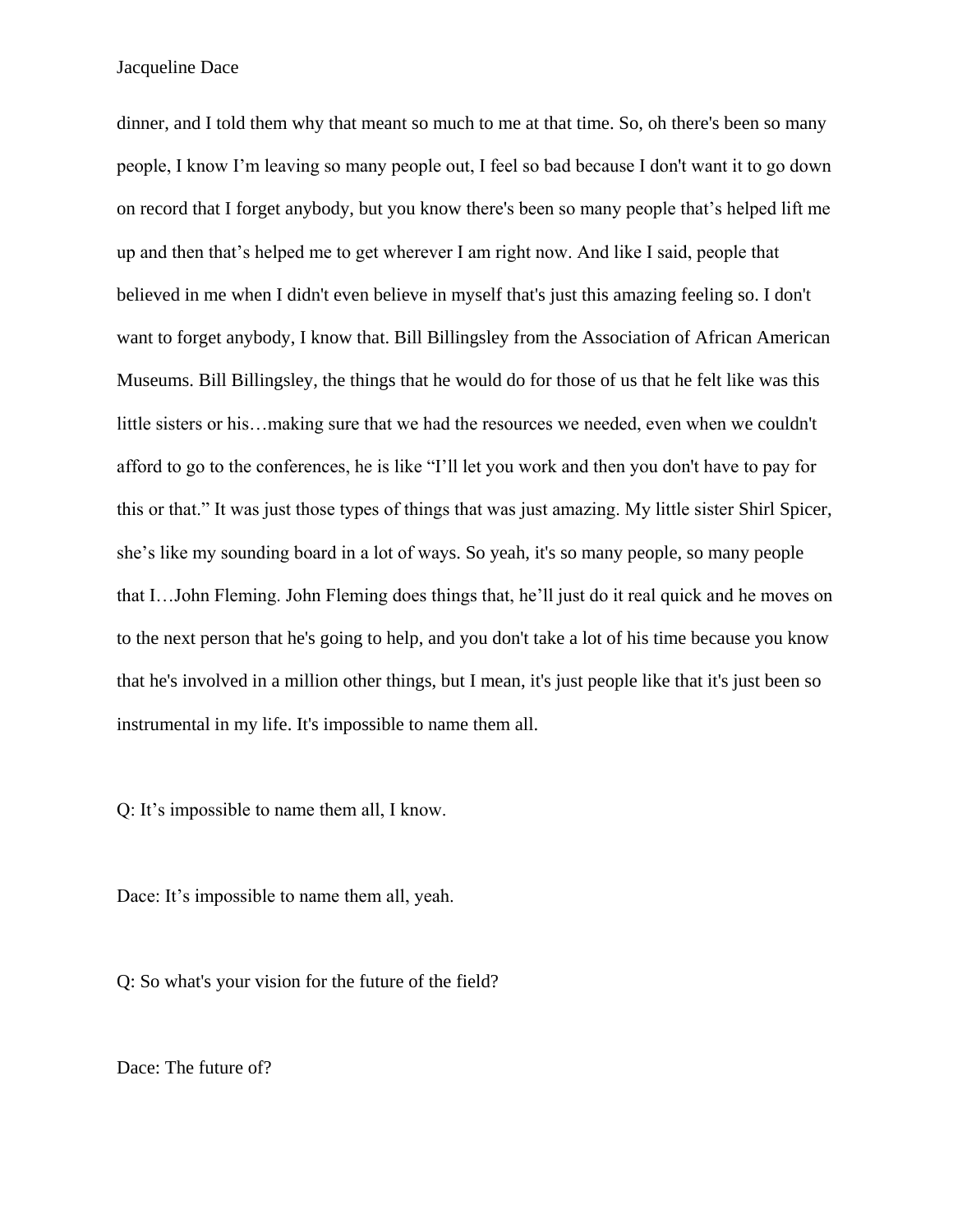dinner, and I told them why that meant so much to me at that time. So, oh there's been so many people, I know I'm leaving so many people out, I feel so bad because I don't want it to go down on record that I forget anybody, but you know there's been so many people that's helped lift me up and then that's helped me to get wherever I am right now. And like I said, people that believed in me when I didn't even believe in myself that's just this amazing feeling so. I don't want to forget anybody, I know that. Bill Billingsley from the Association of African American Museums. Bill Billingsley, the things that he would do for those of us that he felt like was this little sisters or his…making sure that we had the resources we needed, even when we couldn't afford to go to the conferences, he is like "I'll let you work and then you don't have to pay for this or that." It was just those types of things that was just amazing. My little sister Shirl Spicer, she's like my sounding board in a lot of ways. So yeah, it's so many people, so many people that I…John Fleming. John Fleming does things that, he'll just do it real quick and he moves on to the next person that he's going to help, and you don't take a lot of his time because you know that he's involved in a million other things, but I mean, it's just people like that it's just been so instrumental in my life. It's impossible to name them all.

Q: It's impossible to name them all, I know.

Dace: It's impossible to name them all, yeah.

Q: So what's your vision for the future of the field?

Dace: The future of?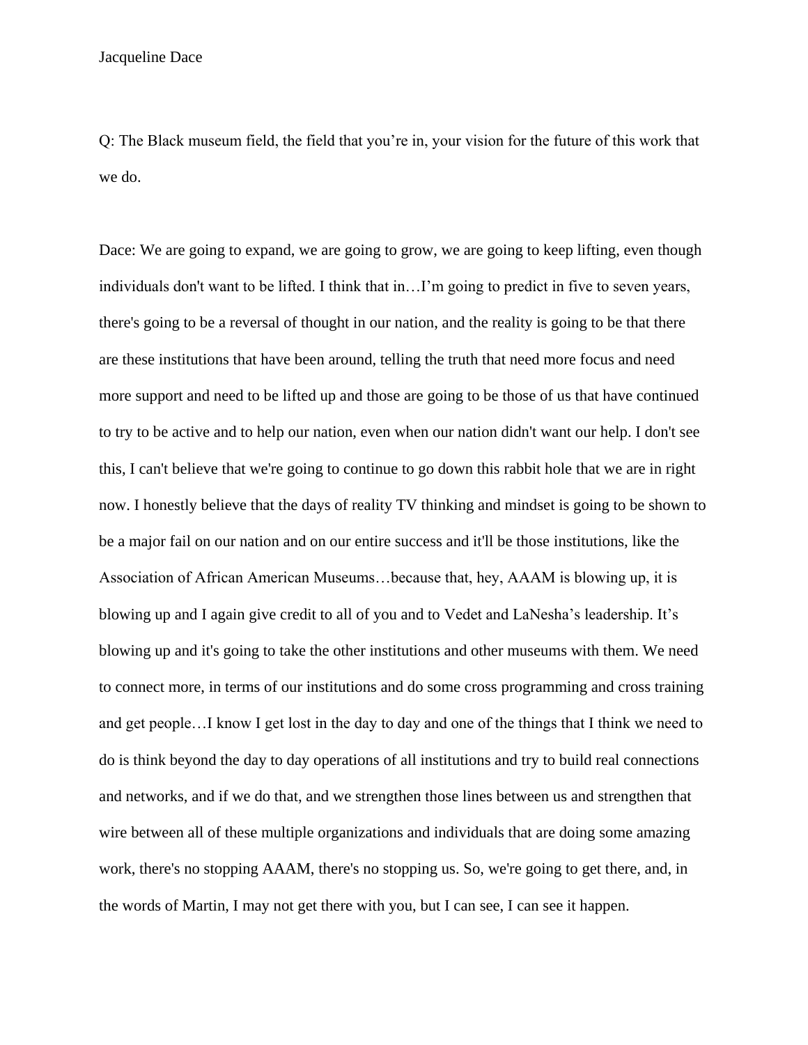Q: The Black museum field, the field that you're in, your vision for the future of this work that we do.

Dace: We are going to expand, we are going to grow, we are going to keep lifting, even though individuals don't want to be lifted. I think that in…I'm going to predict in five to seven years, there's going to be a reversal of thought in our nation, and the reality is going to be that there are these institutions that have been around, telling the truth that need more focus and need more support and need to be lifted up and those are going to be those of us that have continued to try to be active and to help our nation, even when our nation didn't want our help. I don't see this, I can't believe that we're going to continue to go down this rabbit hole that we are in right now. I honestly believe that the days of reality TV thinking and mindset is going to be shown to be a major fail on our nation and on our entire success and it'll be those institutions, like the Association of African American Museums…because that, hey, AAAM is blowing up, it is blowing up and I again give credit to all of you and to Vedet and LaNesha's leadership. It's blowing up and it's going to take the other institutions and other museums with them. We need to connect more, in terms of our institutions and do some cross programming and cross training and get people…I know I get lost in the day to day and one of the things that I think we need to do is think beyond the day to day operations of all institutions and try to build real connections and networks, and if we do that, and we strengthen those lines between us and strengthen that wire between all of these multiple organizations and individuals that are doing some amazing work, there's no stopping AAAM, there's no stopping us. So, we're going to get there, and, in the words of Martin, I may not get there with you, but I can see, I can see it happen.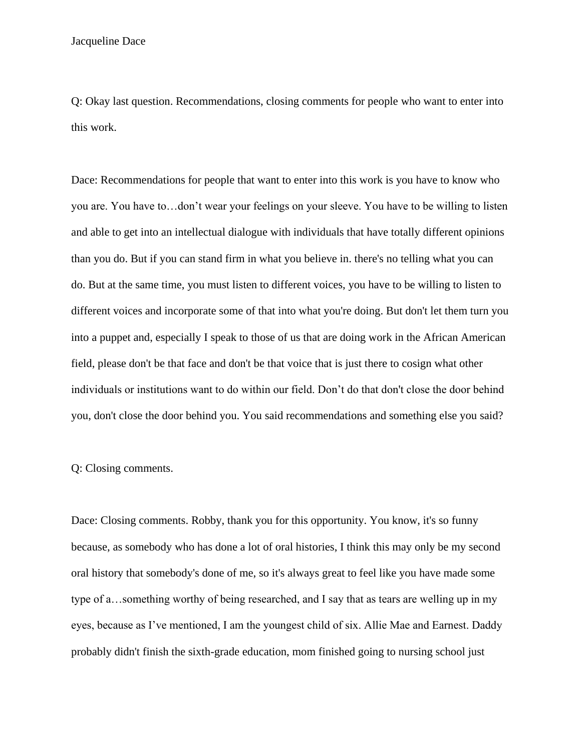Q: Okay last question. Recommendations, closing comments for people who want to enter into this work.

Dace: Recommendations for people that want to enter into this work is you have to know who you are. You have to…don't wear your feelings on your sleeve. You have to be willing to listen and able to get into an intellectual dialogue with individuals that have totally different opinions than you do. But if you can stand firm in what you believe in. there's no telling what you can do. But at the same time, you must listen to different voices, you have to be willing to listen to different voices and incorporate some of that into what you're doing. But don't let them turn you into a puppet and, especially I speak to those of us that are doing work in the African American field, please don't be that face and don't be that voice that is just there to cosign what other individuals or institutions want to do within our field. Don't do that don't close the door behind you, don't close the door behind you. You said recommendations and something else you said?

Q: Closing comments.

Dace: Closing comments. Robby, thank you for this opportunity. You know, it's so funny because, as somebody who has done a lot of oral histories, I think this may only be my second oral history that somebody's done of me, so it's always great to feel like you have made some type of a…something worthy of being researched, and I say that as tears are welling up in my eyes, because as I've mentioned, I am the youngest child of six. Allie Mae and Earnest. Daddy probably didn't finish the sixth-grade education, mom finished going to nursing school just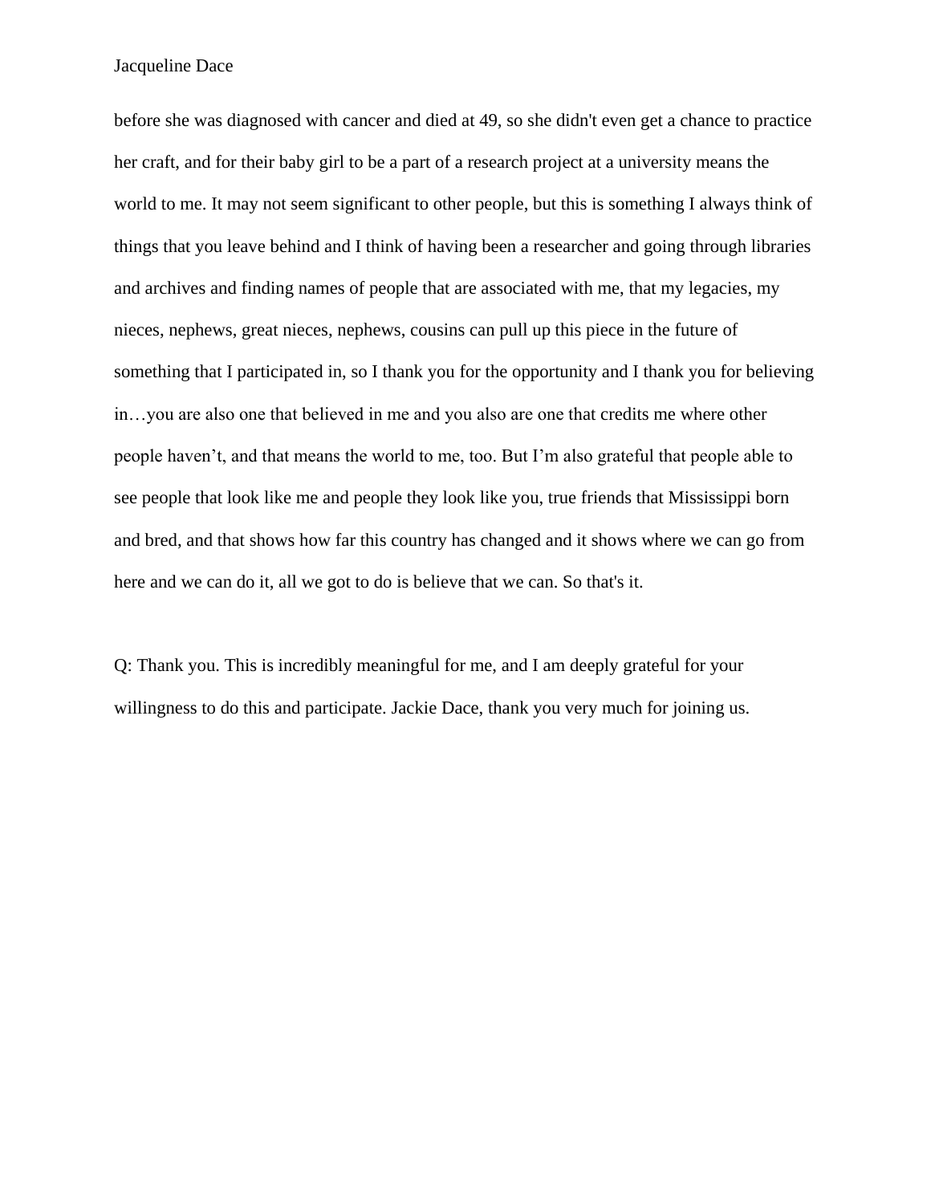before she was diagnosed with cancer and died at 49, so she didn't even get a chance to practice her craft, and for their baby girl to be a part of a research project at a university means the world to me. It may not seem significant to other people, but this is something I always think of things that you leave behind and I think of having been a researcher and going through libraries and archives and finding names of people that are associated with me, that my legacies, my nieces, nephews, great nieces, nephews, cousins can pull up this piece in the future of something that I participated in, so I thank you for the opportunity and I thank you for believing in…you are also one that believed in me and you also are one that credits me where other people haven't, and that means the world to me, too. But I'm also grateful that people able to see people that look like me and people they look like you, true friends that Mississippi born and bred, and that shows how far this country has changed and it shows where we can go from here and we can do it, all we got to do is believe that we can. So that's it.

Q: Thank you. This is incredibly meaningful for me, and I am deeply grateful for your willingness to do this and participate. Jackie Dace, thank you very much for joining us.